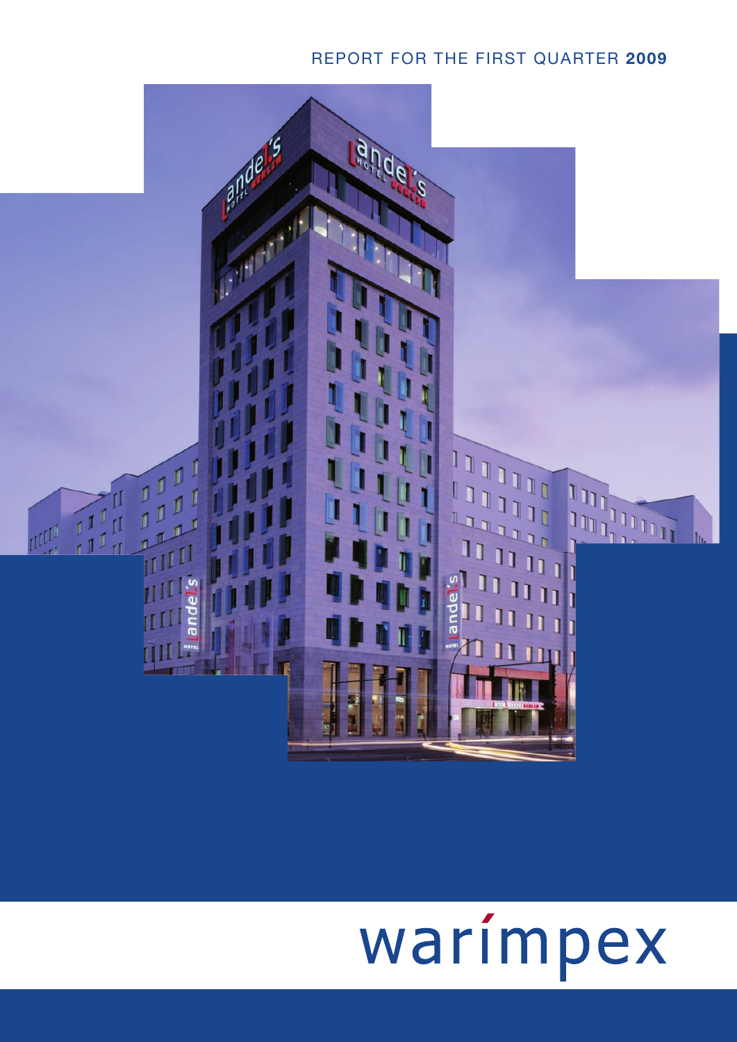# REPORT FOR THE FIRST QUARTER **2009**

warimpex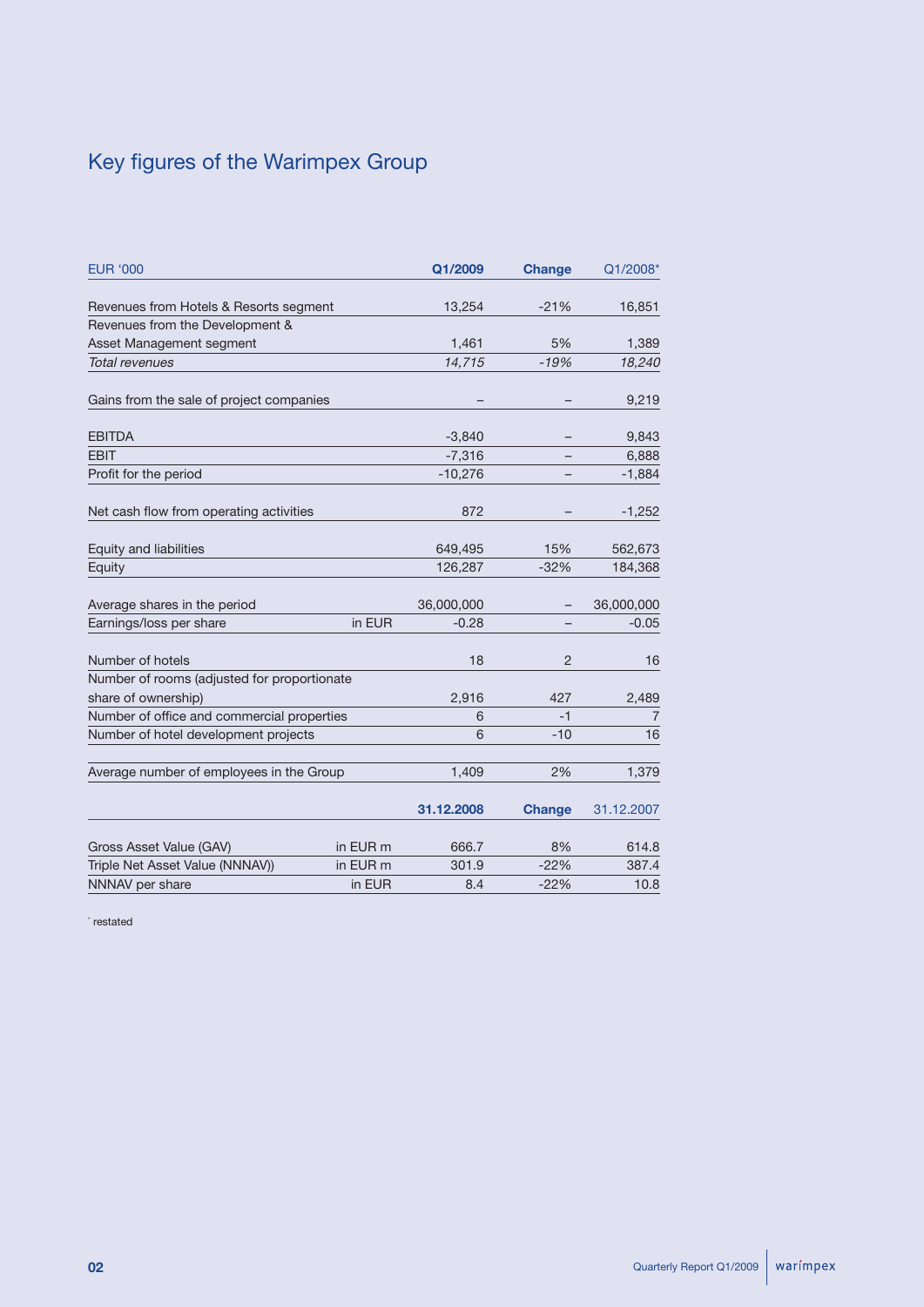# Key figures of the Warimpex Group

| EUR '000 | | Q1/2009 | Change | Q1/2008* |
|---|---|---|---|---|
| Revenues from Hotels & Resorts segment | | 13,254 | -21% | 16,851 |
| Revenues from the Development & Asset Management segment | | 1,461 | 5% | 1,389 |
| *Total revenues* | | *14,715* | *-19%* | *18,240* |
| Gains from the sale of project companies | | – | – | 9,219 |
| EBITDA | | -3,840 | – | 9,843 |
| EBIT | | -7,316 | – | 6,888 |
| Profit for the period | | -10,276 | – | -1,884 |
| Net cash flow from operating activities | | 872 | – | -1,252 |
| Equity and liabilities | | 649,495 | 15% | 562,673 |
| Equity | | 126,287 | -32% | 184,368 |
| Average shares in the period | | 36,000,000 | – | 36,000,000 |
| Earnings/loss per share | in EUR | -0.28 | – | -0.05 |
| Number of hotels | | 18 | 2 | 16 |
| Number of rooms (adjusted for proportionate share of ownership) | | 2,916 | 427 | 2,489 |
| Number of office and commercial properties | | 6 | -1 | 7 |
| Number of hotel development projects | | 6 | -10 | 16 |
| Average number of employees in the Group | | 1,409 | 2% | 1,379 |

| | | 31.12.2008 | Change | 31.12.2007 |
|---|---|---|---|---|
| Gross Asset Value (GAV) | in EUR m | 666.7 | 8% | 614.8 |
| Triple Net Asset Value (NNNAV)) | in EUR m | 301.9 | -22% | 387.4 |
| NNNAV per share | in EUR | 8.4 | -22% | 10.8 |

\* restated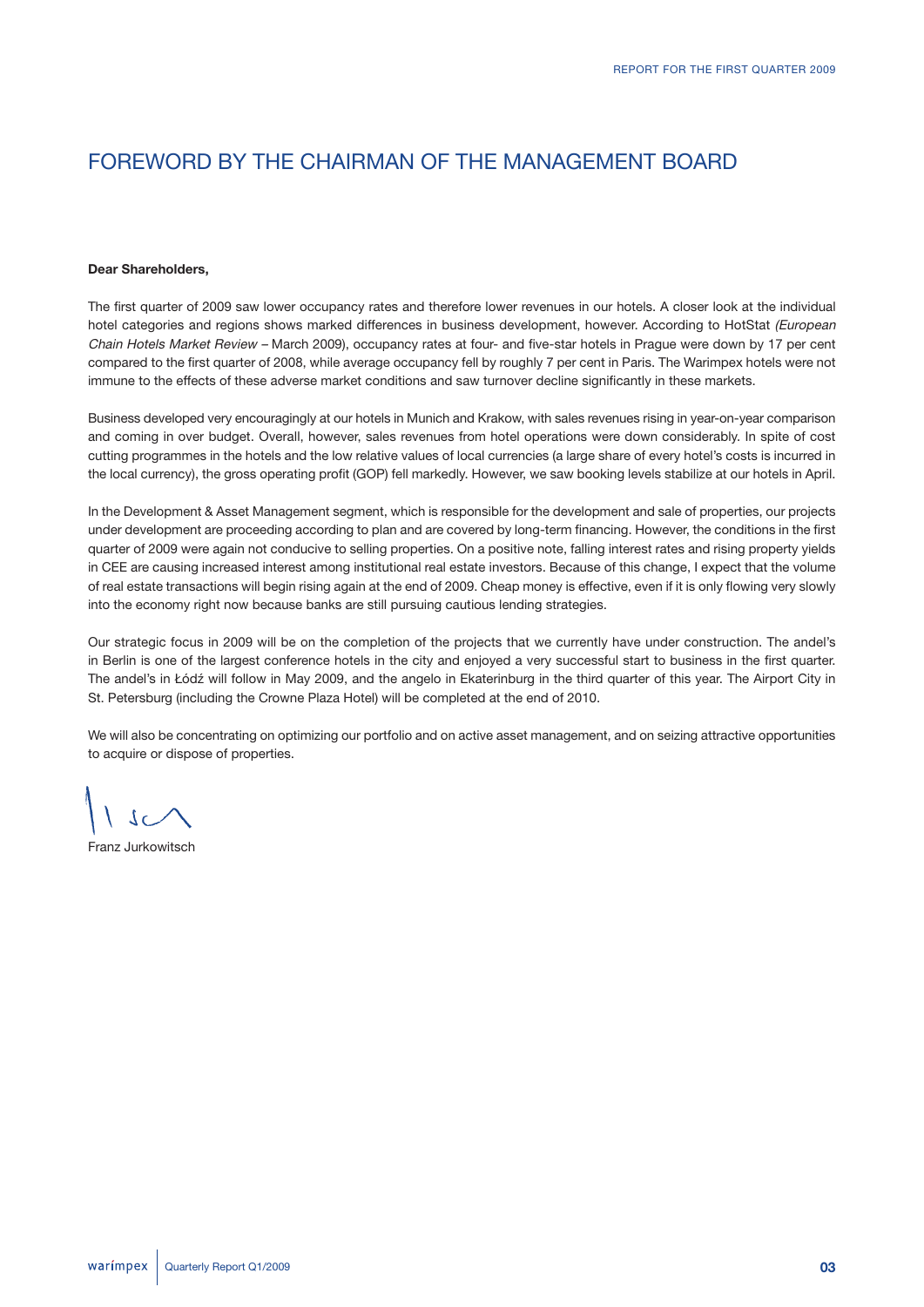# FOREWORD BY THE CHAIRMAN OF THE MANAGEMENT BOARD

**Dear Shareholders,**

The first quarter of 2009 saw lower occupancy rates and therefore lower revenues in our hotels. A closer look at the individual hotel categories and regions shows marked differences in business development, however. According to HotStat *(European Chain Hotels Market Review* – March 2009), occupancy rates at four- and five-star hotels in Prague were down by 17 per cent compared to the first quarter of 2008, while average occupancy fell by roughly 7 per cent in Paris. The Warimpex hotels were not immune to the effects of these adverse market conditions and saw turnover decline significantly in these markets.

Business developed very encouragingly at our hotels in Munich and Krakow, with sales revenues rising in year-on-year comparison and coming in over budget. Overall, however, sales revenues from hotel operations were down considerably. In spite of cost cutting programmes in the hotels and the low relative values of local currencies (a large share of every hotel's costs is incurred in the local currency), the gross operating profit (GOP) fell markedly. However, we saw booking levels stabilize at our hotels in April.

In the Development & Asset Management segment, which is responsible for the development and sale of properties, our projects under development are proceeding according to plan and are covered by long-term financing. However, the conditions in the first quarter of 2009 were again not conducive to selling properties. On a positive note, falling interest rates and rising property yields in CEE are causing increased interest among institutional real estate investors. Because of this change, I expect that the volume of real estate transactions will begin rising again at the end of 2009. Cheap money is effective, even if it is only flowing very slowly into the economy right now because banks are still pursuing cautious lending strategies.

Our strategic focus in 2009 will be on the completion of the projects that we currently have under construction. The andel's in Berlin is one of the largest conference hotels in the city and enjoyed a very successful start to business in the first quarter. The andel's in Łódź will follow in May 2009, and the angelo in Ekaterinburg in the third quarter of this year. The Airport City in St. Petersburg (including the Crowne Plaza Hotel) will be completed at the end of 2010.

We will also be concentrating on optimizing our portfolio and on active asset management, and on seizing attractive opportunities to acquire or dispose of properties.

Franz Jurkowitsch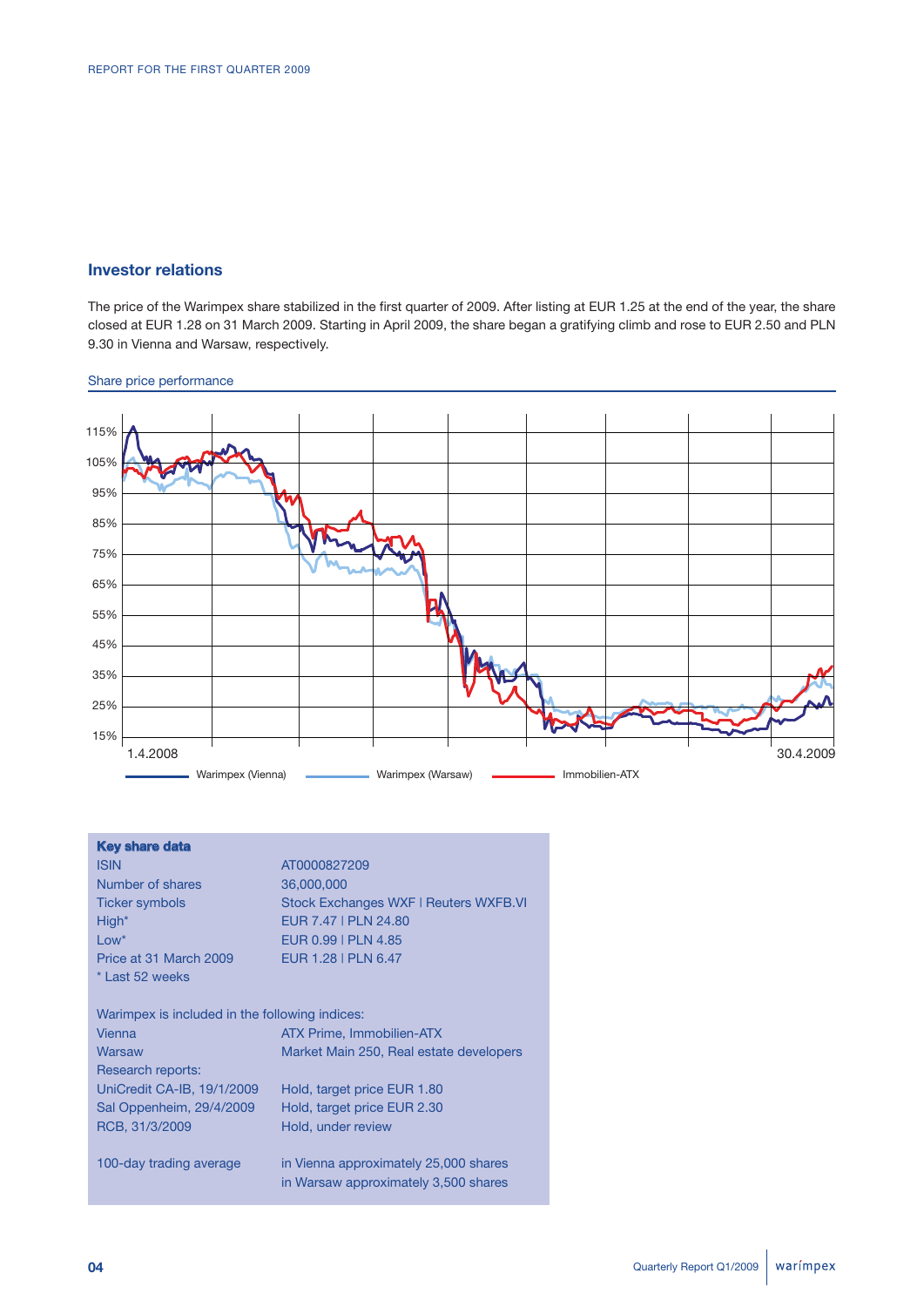## Investor relations

The price of the Warimpex share stabilized in the first quarter of 2009. After listing at EUR 1.25 at the end of the year, the share closed at EUR 1.28 on 31 March 2009. Starting in April 2009, the share began a gratifying climb and rose to EUR 2.50 and PLN 9.30 in Vienna and Warsaw, respectively.

Share price performance

115%
105%
95%
85%
75%
65%
55%
45%
35%
25%
15%

1.4.2008 — 30.4.2009

Warimpex (Vienna) | Warimpex (Warsaw) | Immobilien-ATX

| **Key share data** | |
|---|---|
| ISIN | AT0000827209 |
| Number of shares | 36,000,000 |
| Ticker symbols | Stock Exchanges WXF \| Reuters WXFB.VI |
| High* | EUR 7.47 \| PLN 24.80 |
| Low* | EUR 0.99 \| PLN 4.85 |
| Price at 31 March 2009 | EUR 1.28 \| PLN 6.47 |
| * Last 52 weeks | |
| | |
| Warimpex is included in the following indices: | |
| Vienna | ATX Prime, Immobilien-ATX |
| Warsaw | Market Main 250, Real estate developers |
| Research reports: | |
| UniCredit CA-IB, 19/1/2009 | Hold, target price EUR 1.80 |
| Sal Oppenheim, 29/4/2009 | Hold, target price EUR 2.30 |
| RCB, 31/3/2009 | Hold, under review |
| | |
| 100-day trading average | in Vienna approximately 25,000 shares<br>in Warsaw approximately 3,500 shares |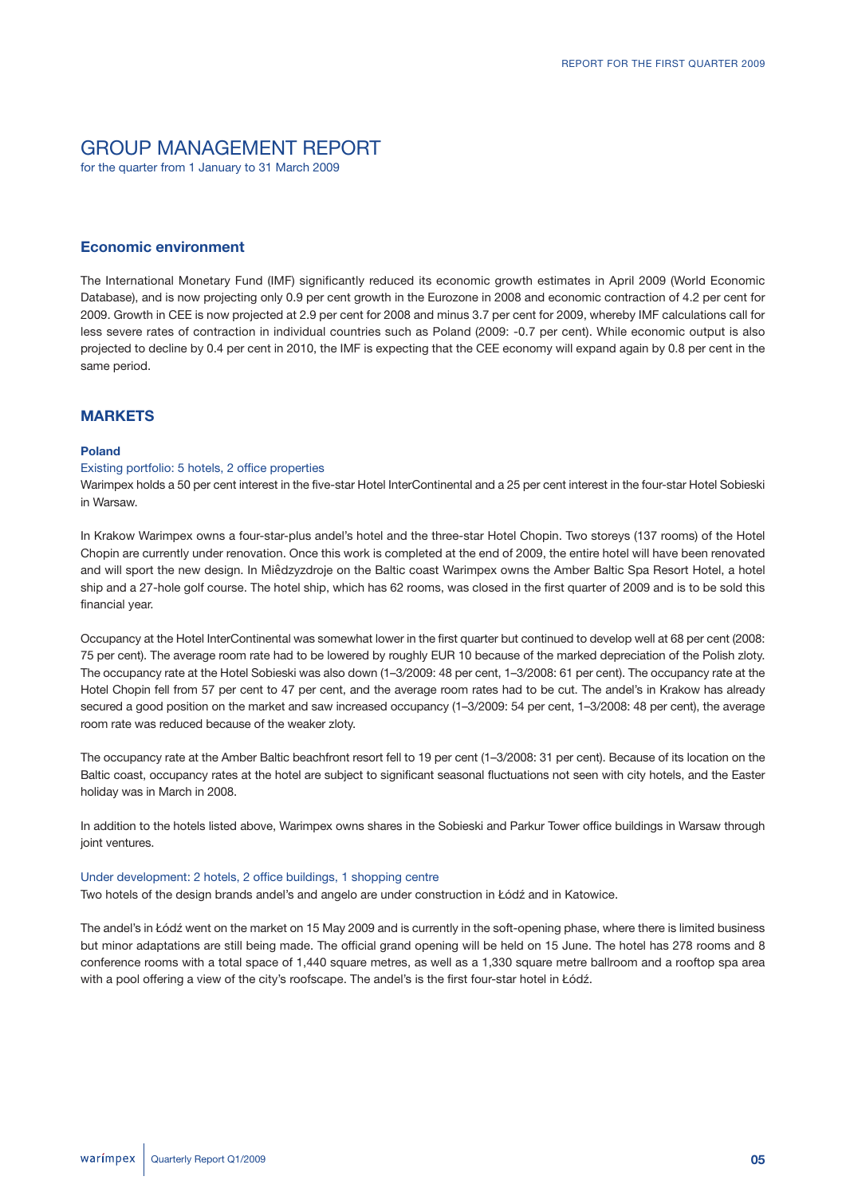# GROUP MANAGEMENT REPORT

for the quarter from 1 January to 31 March 2009

## Economic environment

The International Monetary Fund (IMF) significantly reduced its economic growth estimates in April 2009 (World Economic Database), and is now projecting only 0.9 per cent growth in the Eurozone in 2008 and economic contraction of 4.2 per cent for 2009. Growth in CEE is now projected at 2.9 per cent for 2008 and minus 3.7 per cent for 2009, whereby IMF calculations call for less severe rates of contraction in individual countries such as Poland (2009: -0.7 per cent). While economic output is also projected to decline by 0.4 per cent in 2010, the IMF is expecting that the CEE economy will expand again by 0.8 per cent in the same period.

## MARKETS

### Poland

Existing portfolio: 5 hotels, 2 office properties

Warimpex holds a 50 per cent interest in the five-star Hotel InterContinental and a 25 per cent interest in the four-star Hotel Sobieski in Warsaw.

In Krakow Warimpex owns a four-star-plus andel's hotel and the three-star Hotel Chopin. Two storeys (137 rooms) of the Hotel Chopin are currently under renovation. Once this work is completed at the end of 2009, the entire hotel will have been renovated and will sport the new design. In Miêdzyzdroje on the Baltic coast Warimpex owns the Amber Baltic Spa Resort Hotel, a hotel ship and a 27-hole golf course. The hotel ship, which has 62 rooms, was closed in the first quarter of 2009 and is to be sold this financial year.

Occupancy at the Hotel InterContinental was somewhat lower in the first quarter but continued to develop well at 68 per cent (2008: 75 per cent). The average room rate had to be lowered by roughly EUR 10 because of the marked depreciation of the Polish zloty. The occupancy rate at the Hotel Sobieski was also down (1–3/2009: 48 per cent, 1–3/2008: 61 per cent). The occupancy rate at the Hotel Chopin fell from 57 per cent to 47 per cent, and the average room rates had to be cut. The andel's in Krakow has already secured a good position on the market and saw increased occupancy (1–3/2009: 54 per cent, 1–3/2008: 48 per cent), the average room rate was reduced because of the weaker zloty.

The occupancy rate at the Amber Baltic beachfront resort fell to 19 per cent (1–3/2008: 31 per cent). Because of its location on the Baltic coast, occupancy rates at the hotel are subject to significant seasonal fluctuations not seen with city hotels, and the Easter holiday was in March in 2008.

In addition to the hotels listed above, Warimpex owns shares in the Sobieski and Parkur Tower office buildings in Warsaw through joint ventures.

Under development: 2 hotels, 2 office buildings, 1 shopping centre

Two hotels of the design brands andel's and angelo are under construction in Łódź and in Katowice.

The andel's in Łódź went on the market on 15 May 2009 and is currently in the soft-opening phase, where there is limited business but minor adaptations are still being made. The official grand opening will be held on 15 June. The hotel has 278 rooms and 8 conference rooms with a total space of 1,440 square metres, as well as a 1,330 square metre ballroom and a rooftop spa area with a pool offering a view of the city's roofscape. The andel's is the first four-star hotel in Łódź.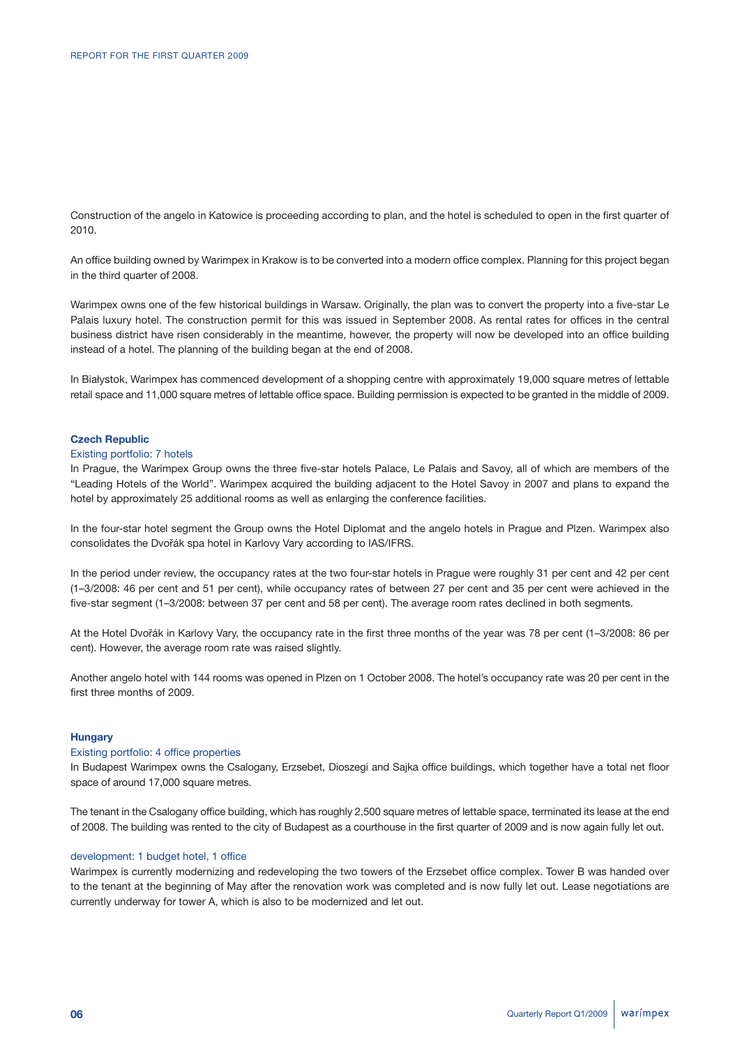Construction of the angelo in Katowice is proceeding according to plan, and the hotel is scheduled to open in the first quarter of 2010.

An office building owned by Warimpex in Krakow is to be converted into a modern office complex. Planning for this project began in the third quarter of 2008.

Warimpex owns one of the few historical buildings in Warsaw. Originally, the plan was to convert the property into a five-star Le Palais luxury hotel. The construction permit for this was issued in September 2008. As rental rates for offices in the central business district have risen considerably in the meantime, however, the property will now be developed into an office building instead of a hotel. The planning of the building began at the end of 2008.

In Białystok, Warimpex has commenced development of a shopping centre with approximately 19,000 square metres of lettable retail space and 11,000 square metres of lettable office space. Building permission is expected to be granted in the middle of 2009.

### Czech Republic

#### Existing portfolio: 7 hotels

In Prague, the Warimpex Group owns the three five-star hotels Palace, Le Palais and Savoy, all of which are members of the "Leading Hotels of the World". Warimpex acquired the building adjacent to the Hotel Savoy in 2007 and plans to expand the hotel by approximately 25 additional rooms as well as enlarging the conference facilities.

In the four-star hotel segment the Group owns the Hotel Diplomat and the angelo hotels in Prague and Plzen. Warimpex also consolidates the Dvořák spa hotel in Karlovy Vary according to IAS/IFRS.

In the period under review, the occupancy rates at the two four-star hotels in Prague were roughly 31 per cent and 42 per cent (1–3/2008: 46 per cent and 51 per cent), while occupancy rates of between 27 per cent and 35 per cent were achieved in the five-star segment (1–3/2008: between 37 per cent and 58 per cent). The average room rates declined in both segments.

At the Hotel Dvořák in Karlovy Vary, the occupancy rate in the first three months of the year was 78 per cent (1–3/2008: 86 per cent). However, the average room rate was raised slightly.

Another angelo hotel with 144 rooms was opened in Plzen on 1 October 2008. The hotel's occupancy rate was 20 per cent in the first three months of 2009.

### Hungary

#### Existing portfolio: 4 office properties

In Budapest Warimpex owns the Csalogany, Erzsebet, Dioszegi and Sajka office buildings, which together have a total net floor space of around 17,000 square metres.

The tenant in the Csalogany office building, which has roughly 2,500 square metres of lettable space, terminated its lease at the end of 2008. The building was rented to the city of Budapest as a courthouse in the first quarter of 2009 and is now again fully let out.

#### development: 1 budget hotel, 1 office

Warimpex is currently modernizing and redeveloping the two towers of the Erzsebet office complex. Tower B was handed over to the tenant at the beginning of May after the renovation work was completed and is now fully let out. Lease negotiations are currently underway for tower A, which is also to be modernized and let out.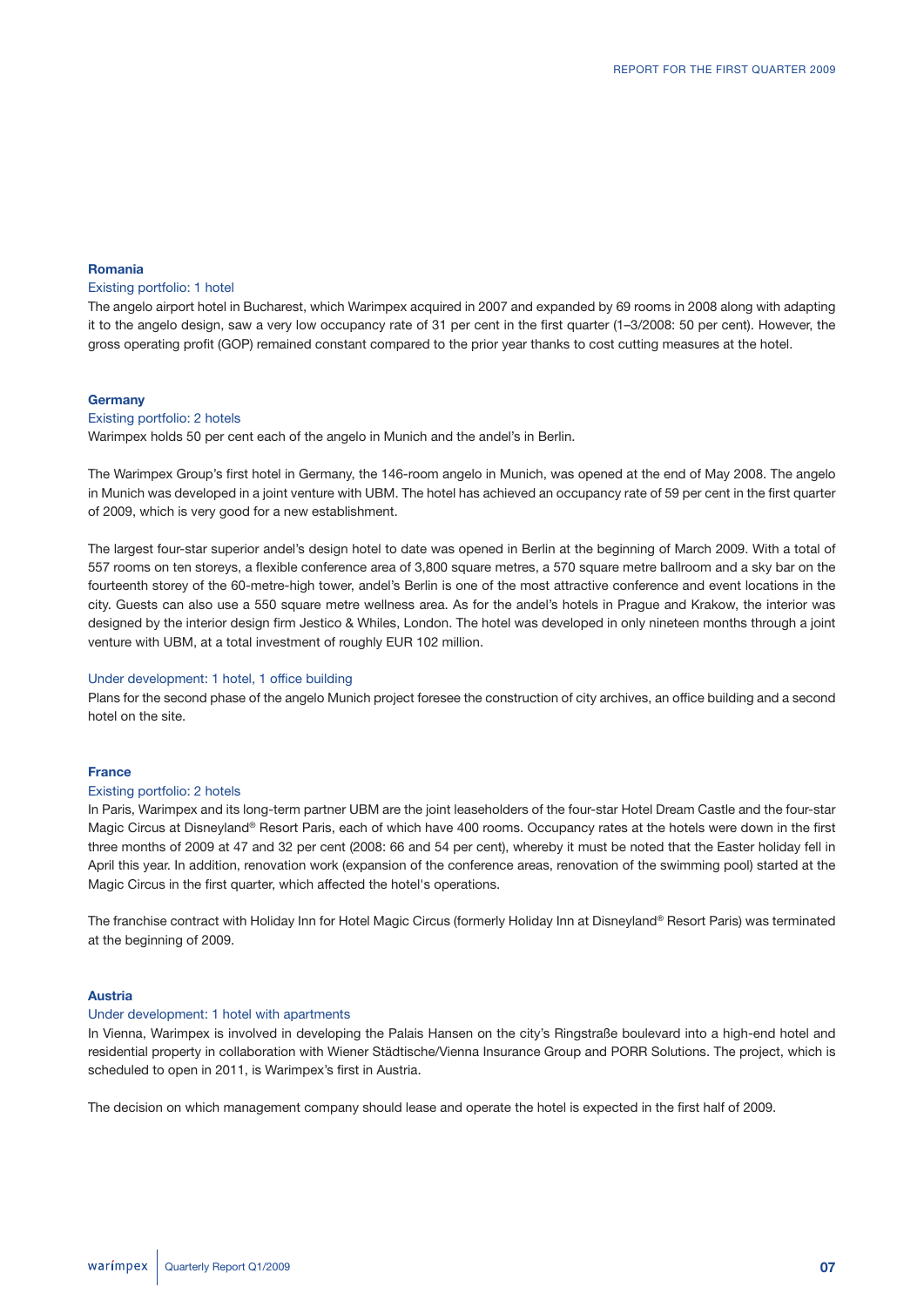## Romania

### Existing portfolio: 1 hotel

The angelo airport hotel in Bucharest, which Warimpex acquired in 2007 and expanded by 69 rooms in 2008 along with adapting it to the angelo design, saw a very low occupancy rate of 31 per cent in the first quarter (1–3/2008: 50 per cent). However, the gross operating profit (GOP) remained constant compared to the prior year thanks to cost cutting measures at the hotel.

## Germany

### Existing portfolio: 2 hotels

Warimpex holds 50 per cent each of the angelo in Munich and the andel's in Berlin.

The Warimpex Group's first hotel in Germany, the 146-room angelo in Munich, was opened at the end of May 2008. The angelo in Munich was developed in a joint venture with UBM. The hotel has achieved an occupancy rate of 59 per cent in the first quarter of 2009, which is very good for a new establishment.

The largest four-star superior andel's design hotel to date was opened in Berlin at the beginning of March 2009. With a total of 557 rooms on ten storeys, a flexible conference area of 3,800 square metres, a 570 square metre ballroom and a sky bar on the fourteenth storey of the 60-metre-high tower, andel's Berlin is one of the most attractive conference and event locations in the city. Guests can also use a 550 square metre wellness area. As for the andel's hotels in Prague and Krakow, the interior was designed by the interior design firm Jestico & Whiles, London. The hotel was developed in only nineteen months through a joint venture with UBM, at a total investment of roughly EUR 102 million.

### Under development: 1 hotel, 1 office building

Plans for the second phase of the angelo Munich project foresee the construction of city archives, an office building and a second hotel on the site.

## France

### Existing portfolio: 2 hotels

In Paris, Warimpex and its long-term partner UBM are the joint leaseholders of the four-star Hotel Dream Castle and the four-star Magic Circus at Disneyland® Resort Paris, each of which have 400 rooms. Occupancy rates at the hotels were down in the first three months of 2009 at 47 and 32 per cent (2008: 66 and 54 per cent), whereby it must be noted that the Easter holiday fell in April this year. In addition, renovation work (expansion of the conference areas, renovation of the swimming pool) started at the Magic Circus in the first quarter, which affected the hotel's operations.

The franchise contract with Holiday Inn for Hotel Magic Circus (formerly Holiday Inn at Disneyland® Resort Paris) was terminated at the beginning of 2009.

## Austria

### Under development: 1 hotel with apartments

In Vienna, Warimpex is involved in developing the Palais Hansen on the city's Ringstraße boulevard into a high-end hotel and residential property in collaboration with Wiener Städtische/Vienna Insurance Group and PORR Solutions. The project, which is scheduled to open in 2011, is Warimpex's first in Austria.

The decision on which management company should lease and operate the hotel is expected in the first half of 2009.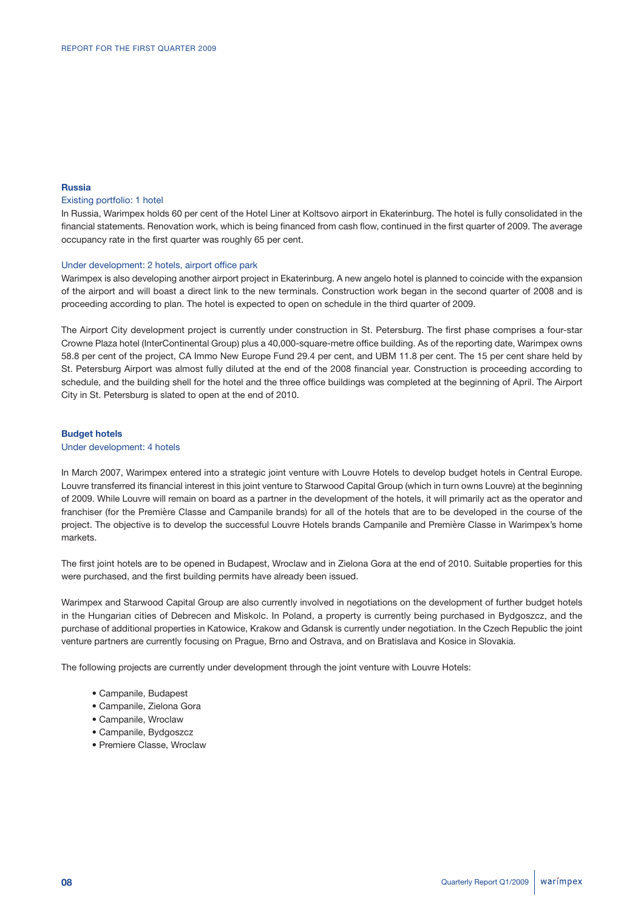## Russia

### Existing portfolio: 1 hotel

In Russia, Warimpex holds 60 per cent of the Hotel Liner at Koltsovo airport in Ekaterinburg. The hotel is fully consolidated in the financial statements. Renovation work, which is being financed from cash flow, continued in the first quarter of 2009. The average occupancy rate in the first quarter was roughly 65 per cent.

### Under development: 2 hotels, airport office park

Warimpex is also developing another airport project in Ekaterinburg. A new angelo hotel is planned to coincide with the expansion of the airport and will boast a direct link to the new terminals. Construction work began in the second quarter of 2008 and is proceeding according to plan. The hotel is expected to open on schedule in the third quarter of 2009.

The Airport City development project is currently under construction in St. Petersburg. The first phase comprises a four-star Crowne Plaza hotel (InterContinental Group) plus a 40,000-square-metre office building. As of the reporting date, Warimpex owns 58.8 per cent of the project, CA Immo New Europe Fund 29.4 per cent, and UBM 11.8 per cent. The 15 per cent share held by St. Petersburg Airport was almost fully diluted at the end of the 2008 financial year. Construction is proceeding according to schedule, and the building shell for the hotel and the three office buildings was completed at the beginning of April. The Airport City in St. Petersburg is slated to open at the end of 2010.

## Budget hotels

### Under development: 4 hotels

In March 2007, Warimpex entered into a strategic joint venture with Louvre Hotels to develop budget hotels in Central Europe. Louvre transferred its financial interest in this joint venture to Starwood Capital Group (which in turn owns Louvre) at the beginning of 2009. While Louvre will remain on board as a partner in the development of the hotels, it will primarily act as the operator and franchiser (for the Première Classe and Campanile brands) for all of the hotels that are to be developed in the course of the project. The objective is to develop the successful Louvre Hotels brands Campanile and Première Classe in Warimpex's home markets.

The first joint hotels are to be opened in Budapest, Wroclaw and in Zielona Gora at the end of 2010. Suitable properties for this were purchased, and the first building permits have already been issued.

Warimpex and Starwood Capital Group are also currently involved in negotiations on the development of further budget hotels in the Hungarian cities of Debrecen and Miskolc. In Poland, a property is currently being purchased in Bydgoszcz, and the purchase of additional properties in Katowice, Krakow and Gdansk is currently under negotiation. In the Czech Republic the joint venture partners are currently focusing on Prague, Brno and Ostrava, and on Bratislava and Kosice in Slovakia.

The following projects are currently under development through the joint venture with Louvre Hotels:

- Campanile, Budapest
- Campanile, Zielona Gora
- Campanile, Wroclaw
- Campanile, Bydgoszcz
- Premiere Classe, Wroclaw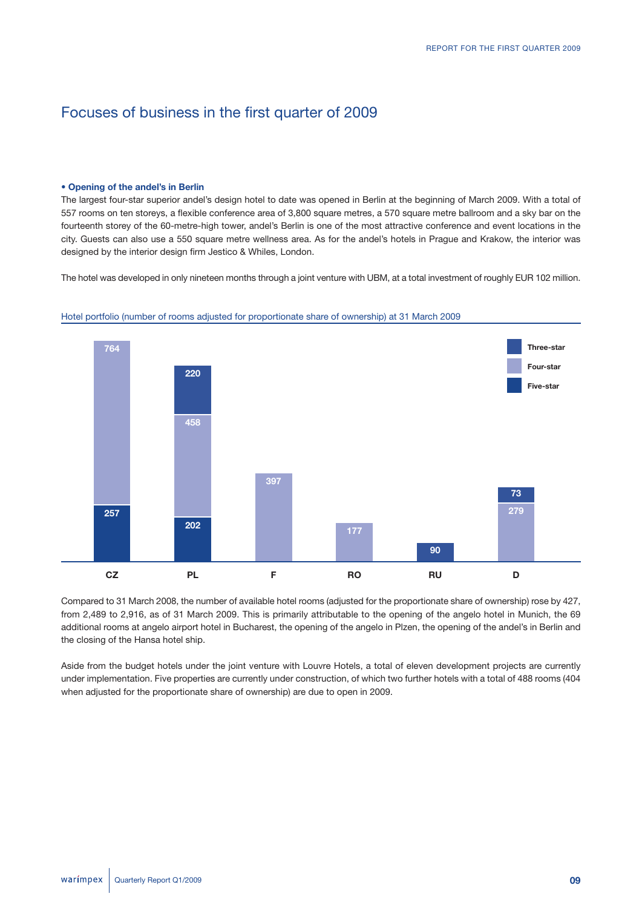# Focuses of business in the first quarter of 2009

**• Opening of the andel's in Berlin**

The largest four-star superior andel's design hotel to date was opened in Berlin at the beginning of March 2009. With a total of 557 rooms on ten storeys, a flexible conference area of 3,800 square metres, a 570 square metre ballroom and a sky bar on the fourteenth storey of the 60-metre-high tower, andel's Berlin is one of the most attractive conference and event locations in the city. Guests can also use a 550 square metre wellness area. As for the andel's hotels in Prague and Krakow, the interior was designed by the interior design firm Jestico & Whiles, London.

The hotel was developed in only nineteen months through a joint venture with UBM, at a total investment of roughly EUR 102 million.

Hotel portfolio (number of rooms adjusted for proportionate share of ownership) at 31 March 2009

| | CZ | PL | F | RO | RU | D |
|---|---|---|---|---|---|---|
| Three-star | | 220 | | | 90 | 73 |
| Four-star | 764 | 458 | 397 | 177 | | 279 |
| Five-star | 257 | 202 | | | | |

Compared to 31 March 2008, the number of available hotel rooms (adjusted for the proportionate share of ownership) rose by 427, from 2,489 to 2,916, as of 31 March 2009. This is primarily attributable to the opening of the angelo hotel in Munich, the 69 additional rooms at angelo airport hotel in Bucharest, the opening of the angelo in Plzen, the opening of the andel's in Berlin and the closing of the Hansa hotel ship.

Aside from the budget hotels under the joint venture with Louvre Hotels, a total of eleven development projects are currently under implementation. Five properties are currently under construction, of which two further hotels with a total of 488 rooms (404 when adjusted for the proportionate share of ownership) are due to open in 2009.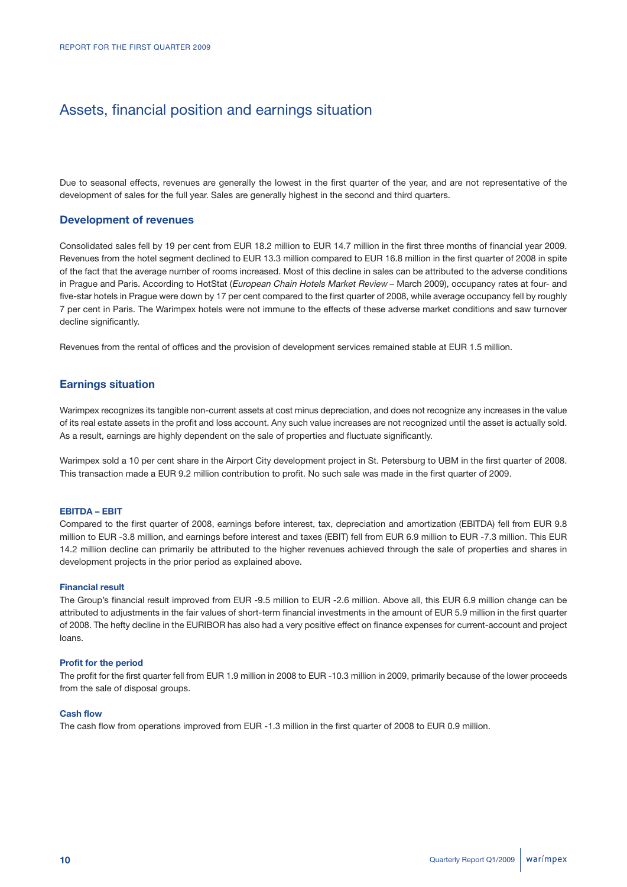# Assets, financial position and earnings situation

Due to seasonal effects, revenues are generally the lowest in the first quarter of the year, and are not representative of the development of sales for the full year. Sales are generally highest in the second and third quarters.

## Development of revenues

Consolidated sales fell by 19 per cent from EUR 18.2 million to EUR 14.7 million in the first three months of financial year 2009. Revenues from the hotel segment declined to EUR 13.3 million compared to EUR 16.8 million in the first quarter of 2008 in spite of the fact that the average number of rooms increased. Most of this decline in sales can be attributed to the adverse conditions in Prague and Paris. According to HotStat (*European Chain Hotels Market Review* – March 2009), occupancy rates at four- and five-star hotels in Prague were down by 17 per cent compared to the first quarter of 2008, while average occupancy fell by roughly 7 per cent in Paris. The Warimpex hotels were not immune to the effects of these adverse market conditions and saw turnover decline significantly.

Revenues from the rental of offices and the provision of development services remained stable at EUR 1.5 million.

## Earnings situation

Warimpex recognizes its tangible non-current assets at cost minus depreciation, and does not recognize any increases in the value of its real estate assets in the profit and loss account. Any such value increases are not recognized until the asset is actually sold. As a result, earnings are highly dependent on the sale of properties and fluctuate significantly.

Warimpex sold a 10 per cent share in the Airport City development project in St. Petersburg to UBM in the first quarter of 2008. This transaction made a EUR 9.2 million contribution to profit. No such sale was made in the first quarter of 2009.

### EBITDA – EBIT

Compared to the first quarter of 2008, earnings before interest, tax, depreciation and amortization (EBITDA) fell from EUR 9.8 million to EUR -3.8 million, and earnings before interest and taxes (EBIT) fell from EUR 6.9 million to EUR -7.3 million. This EUR 14.2 million decline can primarily be attributed to the higher revenues achieved through the sale of properties and shares in development projects in the prior period as explained above.

### Financial result

The Group's financial result improved from EUR -9.5 million to EUR -2.6 million. Above all, this EUR 6.9 million change can be attributed to adjustments in the fair values of short-term financial investments in the amount of EUR 5.9 million in the first quarter of 2008. The hefty decline in the EURIBOR has also had a very positive effect on finance expenses for current-account and project loans.

### Profit for the period

The profit for the first quarter fell from EUR 1.9 million in 2008 to EUR -10.3 million in 2009, primarily because of the lower proceeds from the sale of disposal groups.

### Cash flow

The cash flow from operations improved from EUR -1.3 million in the first quarter of 2008 to EUR 0.9 million.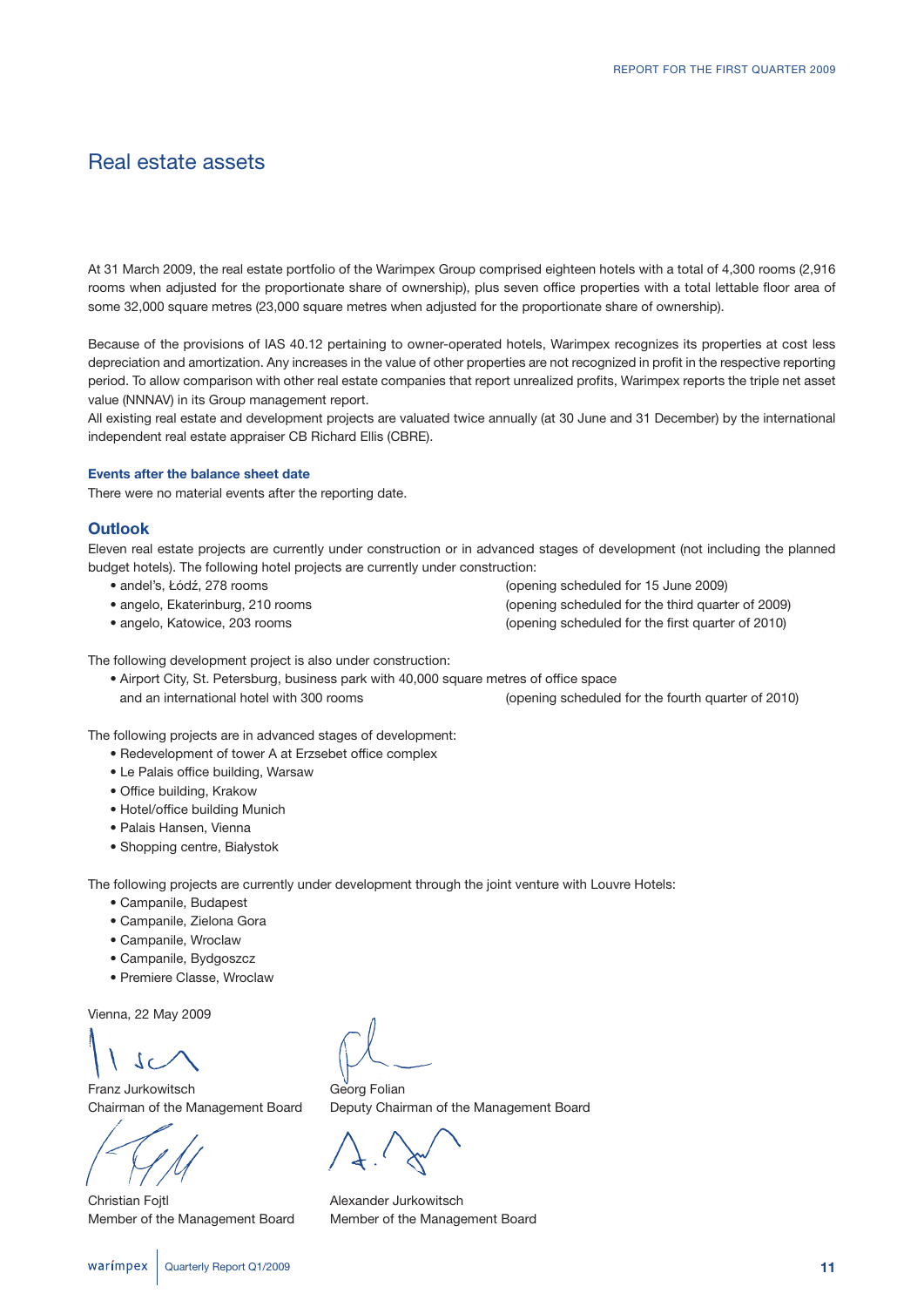# Real estate assets

At 31 March 2009, the real estate portfolio of the Warimpex Group comprised eighteen hotels with a total of 4,300 rooms (2,916 rooms when adjusted for the proportionate share of ownership), plus seven office properties with a total lettable floor area of some 32,000 square metres (23,000 square metres when adjusted for the proportionate share of ownership).

Because of the provisions of IAS 40.12 pertaining to owner-operated hotels, Warimpex recognizes its properties at cost less depreciation and amortization. Any increases in the value of other properties are not recognized in profit in the respective reporting period. To allow comparison with other real estate companies that report unrealized profits, Warimpex reports the triple net asset value (NNNAV) in its Group management report.
All existing real estate and development projects are valuated twice annually (at 30 June and 31 December) by the international independent real estate appraiser CB Richard Ellis (CBRE).

### Events after the balance sheet date

There were no material events after the reporting date.

## Outlook

Eleven real estate projects are currently under construction or in advanced stages of development (not including the planned budget hotels). The following hotel projects are currently under construction:

- andel's, Łódź, 278 rooms (opening scheduled for 15 June 2009)
- angelo, Ekaterinburg, 210 rooms (opening scheduled for the third quarter of 2009)
- angelo, Katowice, 203 rooms (opening scheduled for the first quarter of 2010)

The following development project is also under construction:

- Airport City, St. Petersburg, business park with 40,000 square metres of office space and an international hotel with 300 rooms (opening scheduled for the fourth quarter of 2010)

The following projects are in advanced stages of development:

- Redevelopment of tower A at Erzsebet office complex
- Le Palais office building, Warsaw
- Office building, Krakow
- Hotel/office building Munich
- Palais Hansen, Vienna
- Shopping centre, Białystok

The following projects are currently under development through the joint venture with Louvre Hotels:

- Campanile, Budapest
- Campanile, Zielona Gora
- Campanile, Wroclaw
- Campanile, Bydgoszcz
- Premiere Classe, Wroclaw

Vienna, 22 May 2009

Franz Jurkowitsch
Chairman of the Management Board

Georg Folian
Deputy Chairman of the Management Board

Christian Fojtl
Member of the Management Board

Alexander Jurkowitsch
Member of the Management Board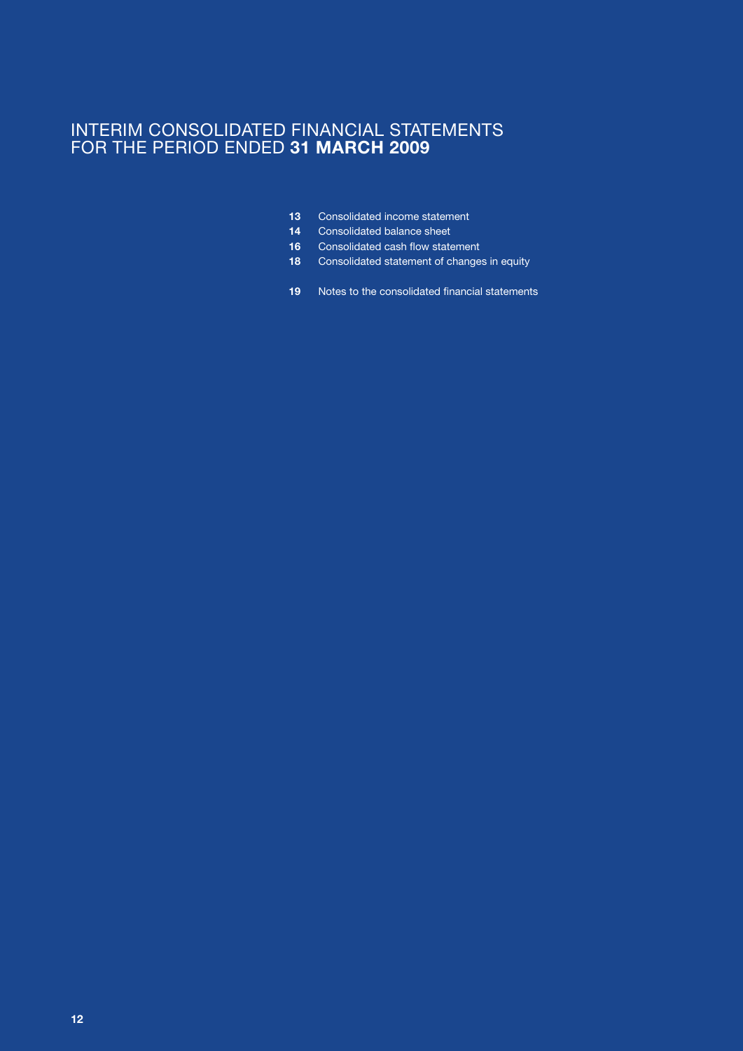# INTERIM CONSOLIDATED FINANCIAL STATEMENTS FOR THE PERIOD ENDED **31 MARCH 2009**

| | |
|---|---|
| **13** | Consolidated income statement |
| **14** | Consolidated balance sheet |
| **16** | Consolidated cash flow statement |
| **18** | Consolidated statement of changes in equity |
| **19** | Notes to the consolidated financial statements |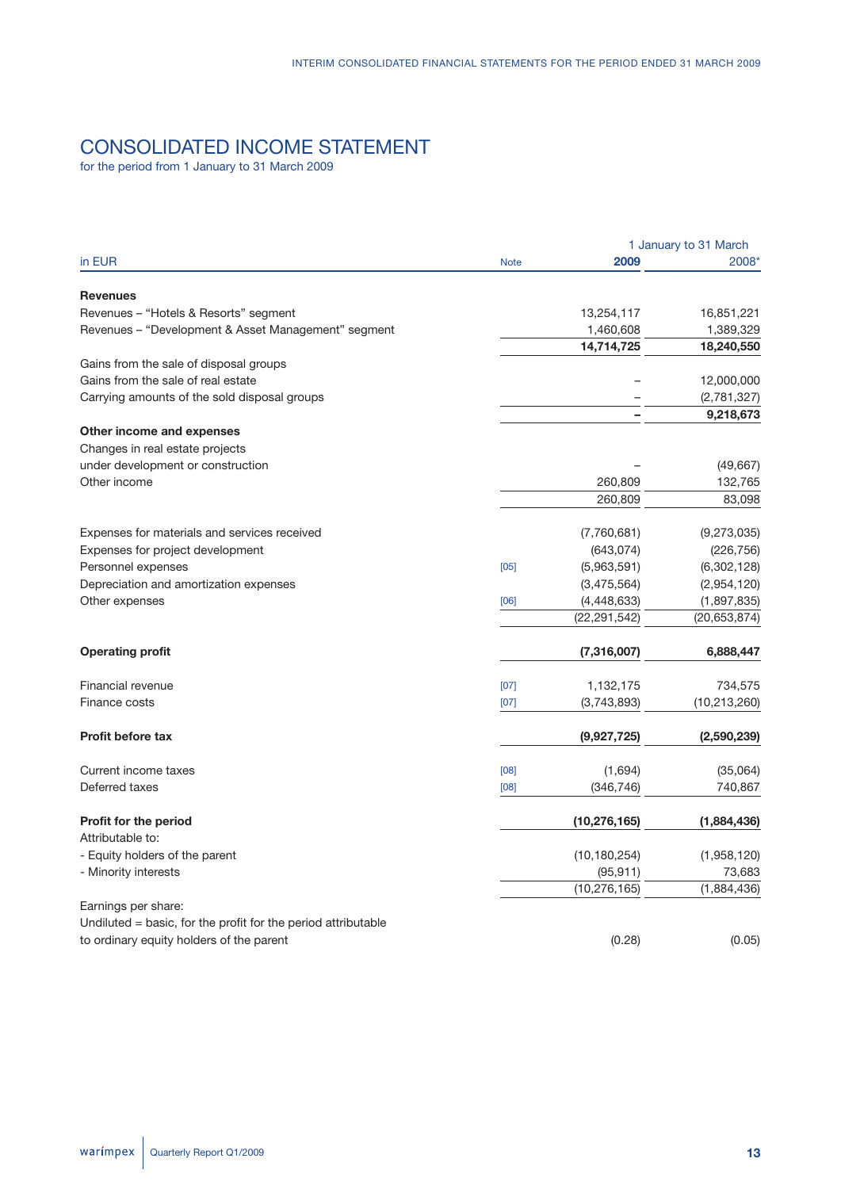# CONSOLIDATED INCOME STATEMENT

for the period from 1 January to 31 March 2009

| in EUR | Note | 1 January to 31 March 2009 | 2008* |
|---|---|---|---|
| **Revenues** | | | |
| Revenues – "Hotels & Resorts" segment | | 13,254,117 | 16,851,221 |
| Revenues – "Development & Asset Management" segment | | 1,460,608 | 1,389,329 |
| | | **14,714,725** | **18,240,550** |
| Gains from the sale of disposal groups | | | |
| Gains from the sale of real estate | | – | 12,000,000 |
| Carrying amounts of the sold disposal groups | | – | (2,781,327) |
| | | **–** | **9,218,673** |
| **Other income and expenses** | | | |
| Changes in real estate projects under development or construction | | – | (49,667) |
| Other income | | 260,809 | 132,765 |
| | | 260,809 | 83,098 |
| Expenses for materials and services received | | (7,760,681) | (9,273,035) |
| Expenses for project development | | (643,074) | (226,756) |
| Personnel expenses | [05] | (5,963,591) | (6,302,128) |
| Depreciation and amortization expenses | | (3,475,564) | (2,954,120) |
| Other expenses | [06] | (4,448,633) | (1,897,835) |
| | | (22,291,542) | (20,653,874) |
| **Operating profit** | | **(7,316,007)** | **6,888,447** |
| Financial revenue | [07] | 1,132,175 | 734,575 |
| Finance costs | [07] | (3,743,893) | (10,213,260) |
| **Profit before tax** | | **(9,927,725)** | **(2,590,239)** |
| Current income taxes | [08] | (1,694) | (35,064) |
| Deferred taxes | [08] | (346,746) | 740,867 |
| **Profit for the period** | | **(10,276,165)** | **(1,884,436)** |
| Attributable to: | | | |
| - Equity holders of the parent | | (10,180,254) | (1,958,120) |
| - Minority interests | | (95,911) | 73,683 |
| | | (10,276,165) | (1,884,436) |
| Earnings per share: | | | |
| Undiluted = basic, for the profit for the period attributable to ordinary equity holders of the parent | | (0.28) | (0.05) |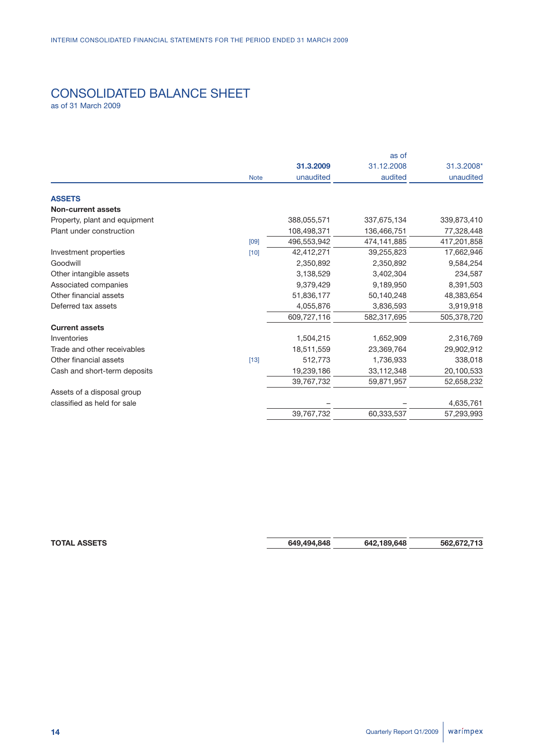# CONSOLIDATED BALANCE SHEET

as of 31 March 2009

| | Note | 31.3.2009 unaudited | as of 31.12.2008 audited | 31.3.2008* unaudited |
|---|---|---|---|---|
| **ASSETS** | | | | |
| **Non-current assets** | | | | |
| Property, plant and equipment | | 388,055,571 | 337,675,134 | 339,873,410 |
| Plant under construction | | 108,498,371 | 136,466,751 | 77,328,448 |
| | [09] | 496,553,942 | 474,141,885 | 417,201,858 |
| Investment properties | [10] | 42,412,271 | 39,255,823 | 17,662,946 |
| Goodwill | | 2,350,892 | 2,350,892 | 9,584,254 |
| Other intangible assets | | 3,138,529 | 3,402,304 | 234,587 |
| Associated companies | | 9,379,429 | 9,189,950 | 8,391,503 |
| Other financial assets | | 51,836,177 | 50,140,248 | 48,383,654 |
| Deferred tax assets | | 4,055,876 | 3,836,593 | 3,919,918 |
| | | 609,727,116 | 582,317,695 | 505,378,720 |
| **Current assets** | | | | |
| Inventories | | 1,504,215 | 1,652,909 | 2,316,769 |
| Trade and other receivables | | 18,511,559 | 23,369,764 | 29,902,912 |
| Other financial assets | [13] | 512,773 | 1,736,933 | 338,018 |
| Cash and short-term deposits | | 19,239,186 | 33,112,348 | 20,100,533 |
| | | 39,767,732 | 59,871,957 | 52,658,232 |
| Assets of a disposal group classified as held for sale | | – | – | 4,635,761 |
| | | 39,767,732 | 60,333,537 | 57,293,993 |
| **TOTAL ASSETS** | | **649,494,848** | **642,189,648** | **562,672,713** |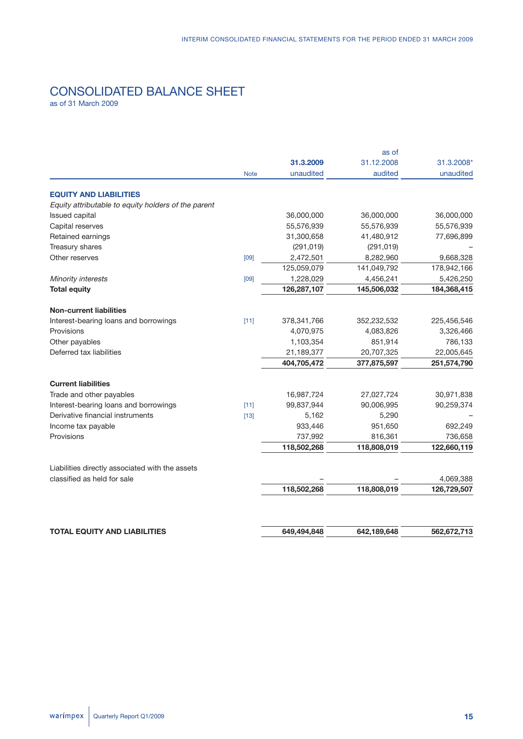# CONSOLIDATED BALANCE SHEET

as of 31 March 2009

| | Note | 31.3.2009 unaudited | as of 31.12.2008 audited | 31.3.2008* unaudited |
|---|---|---|---|---|
| **EQUITY AND LIABILITIES** | | | | |
| *Equity attributable to equity holders of the parent* | | | | |
| Issued capital | | 36,000,000 | 36,000,000 | 36,000,000 |
| Capital reserves | | 55,576,939 | 55,576,939 | 55,576,939 |
| Retained earnings | | 31,300,658 | 41,480,912 | 77,696,899 |
| Treasury shares | | (291,019) | (291,019) | – |
| Other reserves | [09] | 2,472,501 | 8,282,960 | 9,668,328 |
| | | 125,059,079 | 141,049,792 | 178,942,166 |
| *Minority interests* | [09] | 1,228,029 | 4,456,241 | 5,426,250 |
| **Total equity** | | **126,287,107** | **145,506,032** | **184,368,415** |
| **Non-current liabilities** | | | | |
| Interest-bearing loans and borrowings | [11] | 378,341,766 | 352,232,532 | 225,456,546 |
| Provisions | | 4,070,975 | 4,083,826 | 3,326,466 |
| Other payables | | 1,103,354 | 851,914 | 786,133 |
| Deferred tax liabilities | | 21,189,377 | 20,707,325 | 22,005,645 |
| | | **404,705,472** | **377,875,597** | **251,574,790** |
| **Current liabilities** | | | | |
| Trade and other payables | | 16,987,724 | 27,027,724 | 30,971,838 |
| Interest-bearing loans and borrowings | [11] | 99,837,944 | 90,006,995 | 90,259,374 |
| Derivative financial instruments | [13] | 5,162 | 5,290 | – |
| Income tax payable | | 933,446 | 951,650 | 692,249 |
| Provisions | | 737,992 | 816,361 | 736,658 |
| | | **118,502,268** | **118,808,019** | **122,660,119** |
| Liabilities directly associated with the assets classified as held for sale | | – | – | 4,069,388 |
| | | **118,502,268** | **118,808,019** | **126,729,507** |
| **TOTAL EQUITY AND LIABILITIES** | | **649,494,848** | **642,189,648** | **562,672,713** |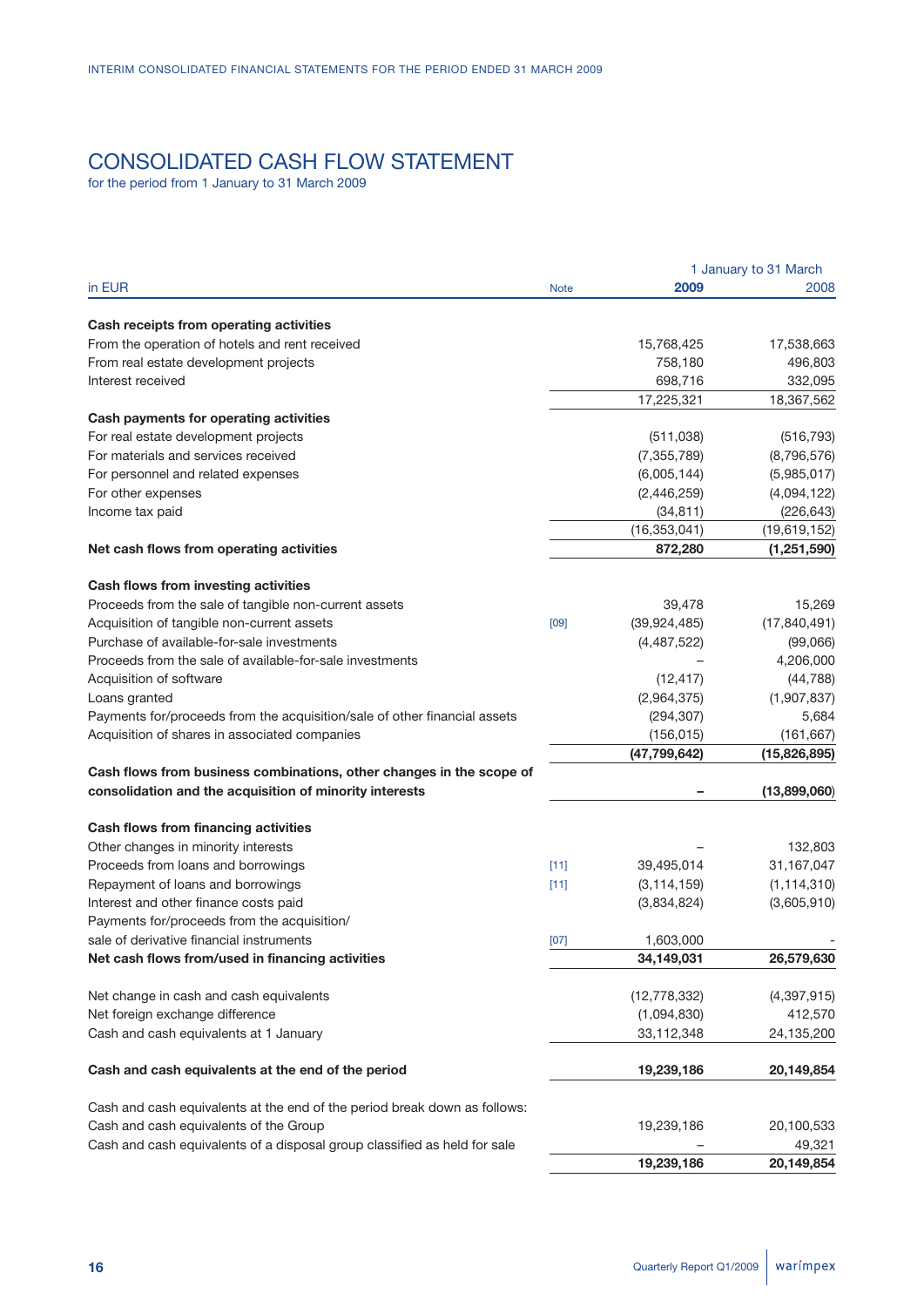# CONSOLIDATED CASH FLOW STATEMENT

for the period from 1 January to 31 March 2009

| in EUR | Note | 1 January to 31 March 2009 | 2008 |
|---|---|---|---|
| **Cash receipts from operating activities** | | | |
| From the operation of hotels and rent received | | 15,768,425 | 17,538,663 |
| From real estate development projects | | 758,180 | 496,803 |
| Interest received | | 698,716 | 332,095 |
| | | 17,225,321 | 18,367,562 |
| **Cash payments for operating activities** | | | |
| For real estate development projects | | (511,038) | (516,793) |
| For materials and services received | | (7,355,789) | (8,796,576) |
| For personnel and related expenses | | (6,005,144) | (5,985,017) |
| For other expenses | | (2,446,259) | (4,094,122) |
| Income tax paid | | (34,811) | (226,643) |
| | | (16,353,041) | (19,619,152) |
| **Net cash flows from operating activities** | | **872,280** | **(1,251,590)** |
| **Cash flows from investing activities** | | | |
| Proceeds from the sale of tangible non-current assets | | 39,478 | 15,269 |
| Acquisition of tangible non-current assets | [09] | (39,924,485) | (17,840,491) |
| Purchase of available-for-sale investments | | (4,487,522) | (99,066) |
| Proceeds from the sale of available-for-sale investments | | – | 4,206,000 |
| Acquisition of software | | (12,417) | (44,788) |
| Loans granted | | (2,964,375) | (1,907,837) |
| Payments for/proceeds from the acquisition/sale of other financial assets | | (294,307) | 5,684 |
| Acquisition of shares in associated companies | | (156,015) | (161,667) |
| | | **(47,799,642)** | **(15,826,895)** |
| **Cash flows from business combinations, other changes in the scope of consolidation and the acquisition of minority interests** | | **–** | **(13,899,060)** |
| **Cash flows from financing activities** | | | |
| Other changes in minority interests | | – | 132,803 |
| Proceeds from loans and borrowings | [11] | 39,495,014 | 31,167,047 |
| Repayment of loans and borrowings | [11] | (3,114,159) | (1,114,310) |
| Interest and other finance costs paid | | (3,834,824) | (3,605,910) |
| Payments for/proceeds from the acquisition/ sale of derivative financial instruments | [07] | 1,603,000 | - |
| **Net cash flows from/used in financing activities** | | **34,149,031** | **26,579,630** |
| Net change in cash and cash equivalents | | (12,778,332) | (4,397,915) |
| Net foreign exchange difference | | (1,094,830) | 412,570 |
| Cash and cash equivalents at 1 January | | 33,112,348 | 24,135,200 |
| **Cash and cash equivalents at the end of the period** | | **19,239,186** | **20,149,854** |
| Cash and cash equivalents at the end of the period break down as follows: | | | |
| Cash and cash equivalents of the Group | | 19,239,186 | 20,100,533 |
| Cash and cash equivalents of a disposal group classified as held for sale | | – | 49,321 |
| | | **19,239,186** | **20,149,854** |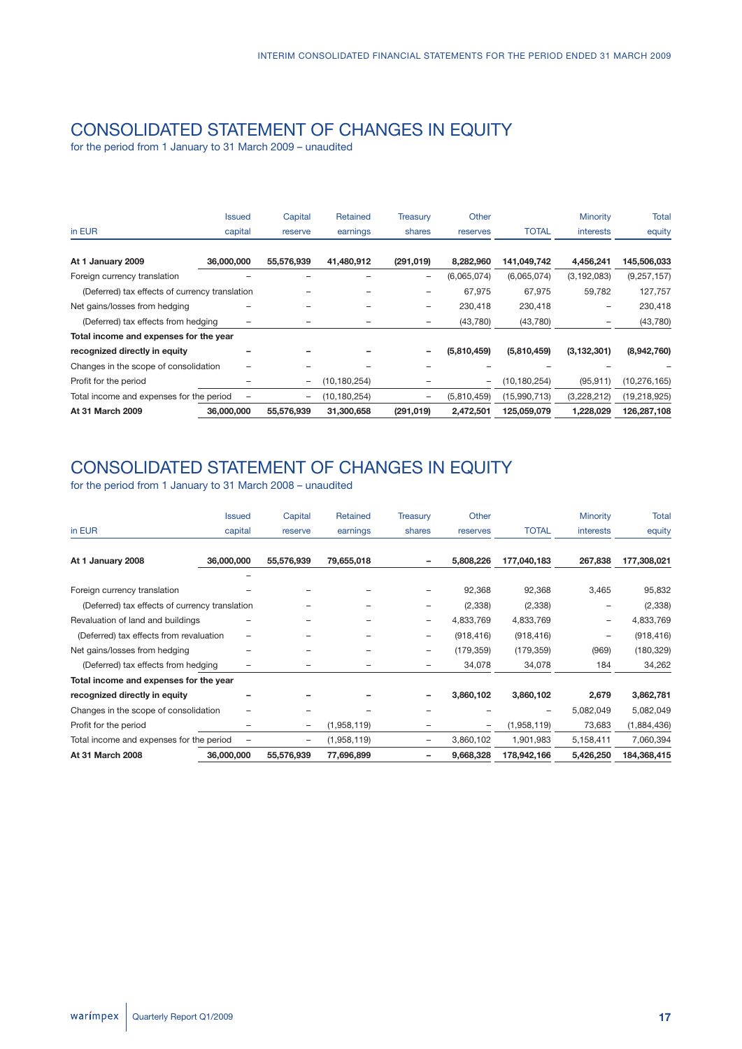# CONSOLIDATED STATEMENT OF CHANGES IN EQUITY

for the period from 1 January to 31 March 2009 – unaudited

| in EUR | Issued capital | Capital reserve | Retained earnings | Treasury shares | Other reserves | TOTAL | Minority interests | Total equity |
|---|---|---|---|---|---|---|---|---|
| **At 1 January 2009** | **36,000,000** | **55,576,939** | **41,480,912** | **(291,019)** | **8,282,960** | **141,049,742** | **4,456,241** | **145,506,033** |
| Foreign currency translation | – | – | – | – | (6,065,074) | (6,065,074) | (3,192,083) | (9,257,157) |
| (Deferred) tax effects of currency translation | | – | – | – | 67,975 | 67,975 | 59,782 | 127,757 |
| Net gains/losses from hedging | – | – | – | – | 230,418 | 230,418 | – | 230,418 |
| (Deferred) tax effects from hedging | – | – | – | – | (43,780) | (43,780) | – | (43,780) |
| **Total income and expenses for the year recognized directly in equity** | **–** | **–** | **–** | **–** | **(5,810,459)** | **(5,810,459)** | **(3,132,301)** | **(8,942,760)** |
| Changes in the scope of consolidation | – | – | – | – | – | – | – | – |
| Profit for the period | – | – | (10,180,254) | – | – | (10,180,254) | (95,911) | (10,276,165) |
| Total income and expenses for the period | – | – | (10,180,254) | – | (5,810,459) | (15,990,713) | (3,228,212) | (19,218,925) |
| **At 31 March 2009** | **36,000,000** | **55,576,939** | **31,300,658** | **(291,019)** | **2,472,501** | **125,059,079** | **1,228,029** | **126,287,108** |

# CONSOLIDATED STATEMENT OF CHANGES IN EQUITY

for the period from 1 January to 31 March 2008 – unaudited

| in EUR | Issued capital | Capital reserve | Retained earnings | Treasury shares | Other reserves | TOTAL | Minority interests | Total equity |
|---|---|---|---|---|---|---|---|---|
| **At 1 January 2008** | **36,000,000** | **55,576,939** | **79,655,018** | **–** | **5,808,226** | **177,040,183** | **267,838** | **177,308,021** |
| | – | | | | | | | |
| Foreign currency translation | – | – | – | – | 92,368 | 92,368 | 3,465 | 95,832 |
| (Deferred) tax effects of currency translation | | – | – | – | (2,338) | (2,338) | – | (2,338) |
| Revaluation of land and buildings | – | – | – | – | 4,833,769 | 4,833,769 | – | 4,833,769 |
| (Deferred) tax effects from revaluation | – | – | – | – | (918,416) | (918,416) | – | (918,416) |
| Net gains/losses from hedging | – | – | – | – | (179,359) | (179,359) | (969) | (180,329) |
| (Deferred) tax effects from hedging | – | – | – | – | 34,078 | 34,078 | 184 | 34,262 |
| **Total income and expenses for the year recognized directly in equity** | **–** | **–** | **–** | **–** | **3,860,102** | **3,860,102** | **2,679** | **3,862,781** |
| Changes in the scope of consolidation | – | – | – | – | – | – | 5,082,049 | 5,082,049 |
| Profit for the period | – | – | (1,958,119) | – | – | (1,958,119) | 73,683 | (1,884,436) |
| Total income and expenses for the period | – | – | (1,958,119) | – | 3,860,102 | 1,901,983 | 5,158,411 | 7,060,394 |
| **At 31 March 2008** | **36,000,000** | **55,576,939** | **77,696,899** | **–** | **9,668,328** | **178,942,166** | **5,426,250** | **184,368,415** |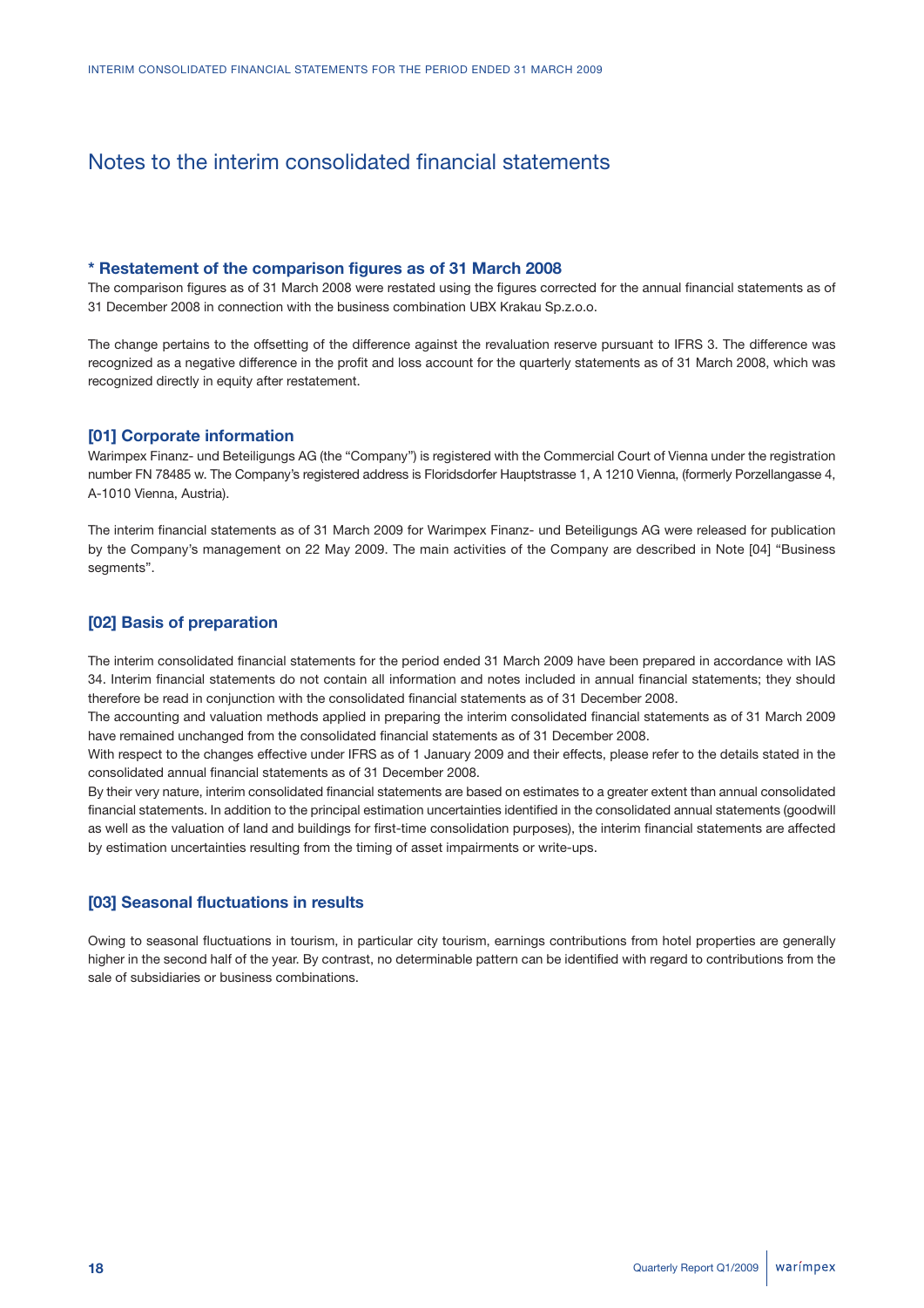# Notes to the interim consolidated financial statements

### * Restatement of the comparison figures as of 31 March 2008

The comparison figures as of 31 March 2008 were restated using the figures corrected for the annual financial statements as of 31 December 2008 in connection with the business combination UBX Krakau Sp.z.o.o.

The change pertains to the offsetting of the difference against the revaluation reserve pursuant to IFRS 3. The difference was recognized as a negative difference in the profit and loss account for the quarterly statements as of 31 March 2008, which was recognized directly in equity after restatement.

### [01] Corporate information

Warimpex Finanz- und Beteiligungs AG (the "Company") is registered with the Commercial Court of Vienna under the registration number FN 78485 w. The Company's registered address is Floridsdorfer Hauptstrasse 1, A 1210 Vienna, (formerly Porzellangasse 4, A-1010 Vienna, Austria).

The interim financial statements as of 31 March 2009 for Warimpex Finanz- und Beteiligungs AG were released for publication by the Company's management on 22 May 2009. The main activities of the Company are described in Note [04] "Business segments".

### [02] Basis of preparation

The interim consolidated financial statements for the period ended 31 March 2009 have been prepared in accordance with IAS 34. Interim financial statements do not contain all information and notes included in annual financial statements; they should therefore be read in conjunction with the consolidated financial statements as of 31 December 2008.
The accounting and valuation methods applied in preparing the interim consolidated financial statements as of 31 March 2009 have remained unchanged from the consolidated financial statements as of 31 December 2008.
With respect to the changes effective under IFRS as of 1 January 2009 and their effects, please refer to the details stated in the consolidated annual financial statements as of 31 December 2008.
By their very nature, interim consolidated financial statements are based on estimates to a greater extent than annual consolidated financial statements. In addition to the principal estimation uncertainties identified in the consolidated annual statements (goodwill as well as the valuation of land and buildings for first-time consolidation purposes), the interim financial statements are affected by estimation uncertainties resulting from the timing of asset impairments or write-ups.

### [03] Seasonal fluctuations in results

Owing to seasonal fluctuations in tourism, in particular city tourism, earnings contributions from hotel properties are generally higher in the second half of the year. By contrast, no determinable pattern can be identified with regard to contributions from the sale of subsidiaries or business combinations.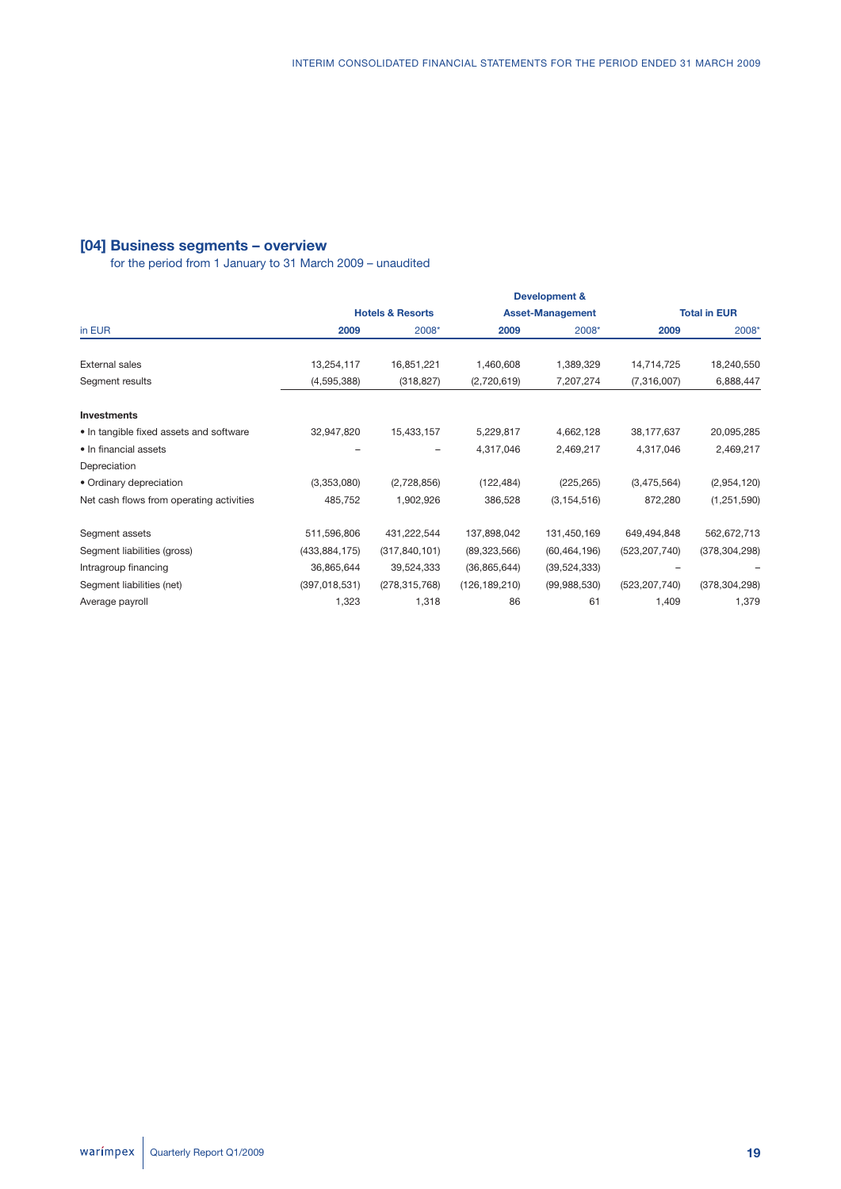## [04] Business segments – overview

for the period from 1 January to 31 March 2009 – unaudited

| in EUR | Hotels & Resorts | | Development & Asset-Management | | Total in EUR | |
|---|---|---|---|---|---|---|
| | 2009 | 2008* | 2009 | 2008* | 2009 | 2008* |
| External sales | 13,254,117 | 16,851,221 | 1,460,608 | 1,389,329 | 14,714,725 | 18,240,550 |
| Segment results | (4,595,388) | (318,827) | (2,720,619) | 7,207,274 | (7,316,007) | 6,888,447 |
| **Investments** | | | | | | |
| • In tangible fixed assets and software | 32,947,820 | 15,433,157 | 5,229,817 | 4,662,128 | 38,177,637 | 20,095,285 |
| • In financial assets | – | – | 4,317,046 | 2,469,217 | 4,317,046 | 2,469,217 |
| Depreciation | | | | | | |
| • Ordinary depreciation | (3,353,080) | (2,728,856) | (122,484) | (225,265) | (3,475,564) | (2,954,120) |
| Net cash flows from operating activities | 485,752 | 1,902,926 | 386,528 | (3,154,516) | 872,280 | (1,251,590) |
| Segment assets | 511,596,806 | 431,222,544 | 137,898,042 | 131,450,169 | 649,494,848 | 562,672,713 |
| Segment liabilities (gross) | (433,884,175) | (317,840,101) | (89,323,566) | (60,464,196) | (523,207,740) | (378,304,298) |
| Intragroup financing | 36,865,644 | 39,524,333 | (36,865,644) | (39,524,333) | – | – |
| Segment liabilities (net) | (397,018,531) | (278,315,768) | (126,189,210) | (99,988,530) | (523,207,740) | (378,304,298) |
| Average payroll | 1,323 | 1,318 | 86 | 61 | 1,409 | 1,379 |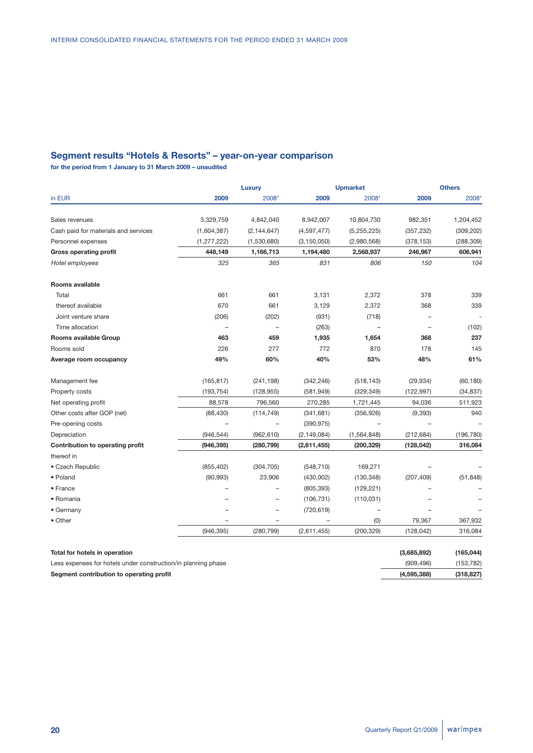## Segment results "Hotels & Resorts" – year-on-year comparison

**for the period from 1 January to 31 March 2009 – unaudited**

| | Luxury | | Upmarket | | Others | |
|---|---|---|---|---|---|---|
| in EUR | **2009** | 2008* | **2009** | 2008* | **2009** | 2008* |
| Sales revenues | 3,329,759 | 4,842,040 | 8,942,007 | 10,804,730 | 982,351 | 1,204,452 |
| Cash paid for materials and services | (1,604,387) | (2,144,647) | (4,597,477) | (5,255,225) | (357,232) | (309,202) |
| Personnel expenses | (1,277,222) | (1,530,680) | (3,150,050) | (2,980,568) | (378,153) | (288,309) |
| **Gross operating profit** | **448,149** | **1,166,713** | **1,194,480** | **2,568,937** | **246,967** | **606,941** |
| *Hotel employees* | *325* | *365* | *831* | *806* | *150* | *104* |
| **Rooms available** | | | | | | |
| Total | 661 | 661 | 3,131 | 2,372 | 378 | 339 |
| thereof available | 670 | 661 | 3,129 | 2,372 | 368 | 339 |
| Joint venture share | (206) | (202) | (931) | (718) | – | - |
| Time allocation | – | – | (263) | – | – | (102) |
| **Rooms available Group** | **463** | **459** | **1,935** | **1,654** | **368** | **237** |
| Rooms sold | 226 | 277 | 772 | 870 | 178 | 145 |
| **Average room occupancy** | **49%** | **60%** | **40%** | **53%** | **48%** | **61%** |
| Management fee | (165,817) | (241,198) | (342,246) | (518,143) | (29,934) | (60,180) |
| Property costs | (193,754) | (128,955) | (581,949) | (329,349) | (122,997) | (34,837) |
| Net operating profit | 88,578 | 796,560 | 270,285 | 1,721,445 | 94,036 | 511,923 |
| Other costs after GOP (net) | (88,430) | (114,749) | (341,681) | (356,926) | (9,393) | 940 |
| Pre-opening costs | – | – | (390,975) | – | – | – |
| Depreciation | (946,544) | (962,610) | (2,149,084) | (1,564,848) | (212,684) | (196,780) |
| **Contribution to operating profit** | **(946,395)** | **(280,799)** | **(2,611,455)** | **(200,329)** | **(128,042)** | **316,084** |
| thereof in | | | | | | |
| • Czech Republic | (855,402) | (304,705) | (548,710) | 169,271 | – | – |
| • Poland | (90,993) | 23,906 | (430,002) | (130,348) | (207,409) | (51,848) |
| • France | – | – | (805,393) | (129,221) | – | – |
| • Romania | – | – | (106,731) | (110,031) | – | – |
| • Germany | – | – | (720,619) | – | – | – |
| • Other | – | – | – | (0) | 79,367 | 367,932 |
| | (946,395) | (280,799) | (2,611,455) | (200,329) | (128,042) | 316,084 |
| **Total for hotels in operation** | | | | | **(3,685,892)** | **(165,044)** |
| Less expenses for hotels under construction/in planning phase | | | | | (909,496) | (153,782) |
| **Segment contribution to operating profit** | | | | | **(4,595,388)** | **(318,827)** |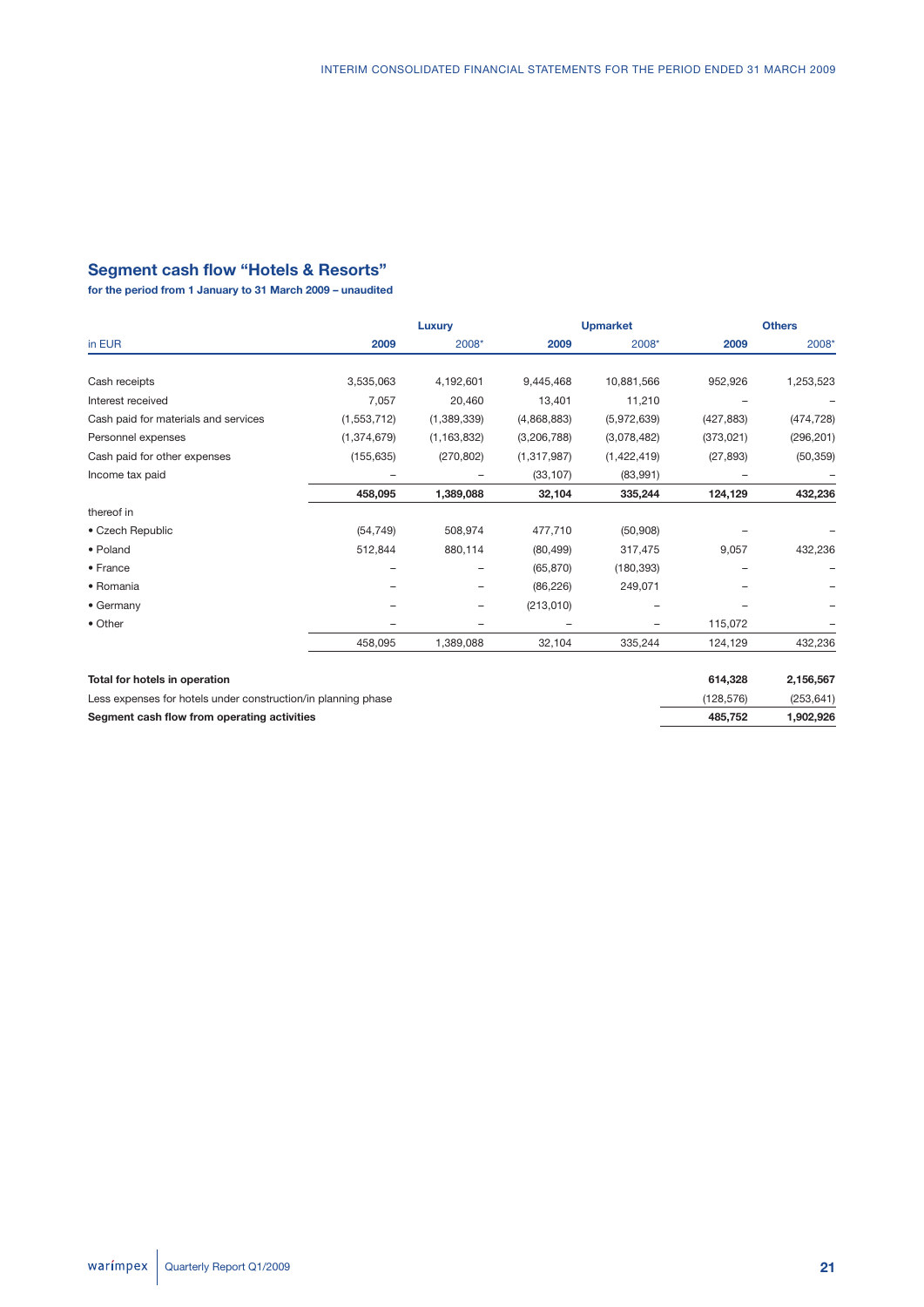## Segment cash flow "Hotels & Resorts"

**for the period from 1 January to 31 March 2009 – unaudited**

| | Luxury | | Upmarket | | Others | |
|---|---|---|---|---|---|---|
| in EUR | **2009** | 2008* | **2009** | 2008* | **2009** | 2008* |
| Cash receipts | 3,535,063 | 4,192,601 | 9,445,468 | 10,881,566 | 952,926 | 1,253,523 |
| Interest received | 7,057 | 20,460 | 13,401 | 11,210 | – | – |
| Cash paid for materials and services | (1,553,712) | (1,389,339) | (4,868,883) | (5,972,639) | (427,883) | (474,728) |
| Personnel expenses | (1,374,679) | (1,163,832) | (3,206,788) | (3,078,482) | (373,021) | (296,201) |
| Cash paid for other expenses | (155,635) | (270,802) | (1,317,987) | (1,422,419) | (27,893) | (50,359) |
| Income tax paid | – | – | (33,107) | (83,991) | – | – |
| | **458,095** | **1,389,088** | **32,104** | **335,244** | **124,129** | **432,236** |
| thereof in | | | | | | |
| • Czech Republic | (54,749) | 508,974 | 477,710 | (50,908) | – | – |
| • Poland | 512,844 | 880,114 | (80,499) | 317,475 | 9,057 | 432,236 |
| • France | – | – | (65,870) | (180,393) | – | – |
| • Romania | – | – | (86,226) | 249,071 | – | – |
| • Germany | – | – | (213,010) | – | – | – |
| • Other | – | – | – | – | 115,072 | – |
| | 458,095 | 1,389,088 | 32,104 | 335,244 | 124,129 | 432,236 |
| | | | | | | |
| **Total for hotels in operation** | | | | | **614,328** | **2,156,567** |
| Less expenses for hotels under construction/in planning phase | | | | | (128,576) | (253,641) |
| **Segment cash flow from operating activities** | | | | | **485,752** | **1,902,926** |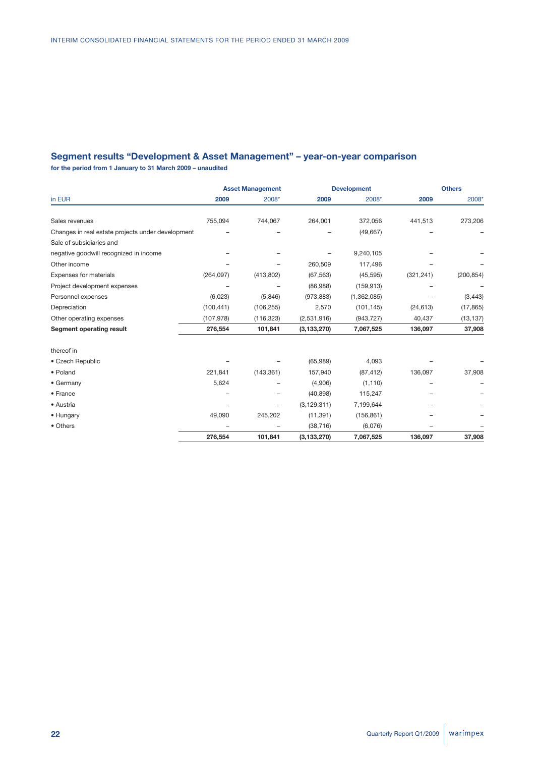## Segment results "Development & Asset Management" – year-on-year comparison

**for the period from 1 January to 31 March 2009 – unaudited**

| | Asset Management | | Development | | Others | |
|---|---|---|---|---|---|---|
| in EUR | **2009** | 2008* | **2009** | 2008* | **2009** | 2008* |
| Sales revenues | 755,094 | 744,067 | 264,001 | 372,056 | 441,513 | 273,206 |
| Changes in real estate projects under development | – | – | – | (49,667) | – | – |
| Sale of subsidiaries and negative goodwill recognized in income | – | – | – | 9,240,105 | – | – |
| Other income | – | – | 260,509 | 117,496 | – | – |
| Expenses for materials | (264,097) | (413,802) | (67,563) | (45,595) | (321,241) | (200,854) |
| Project development expenses | – | – | (86,988) | (159,913) | – | – |
| Personnel expenses | (6,023) | (5,846) | (973,883) | (1,362,085) | – | (3,443) |
| Depreciation | (100,441) | (106,255) | 2,570 | (101,145) | (24,613) | (17,865) |
| Other operating expenses | (107,978) | (116,323) | (2,531,916) | (943,727) | 40,437 | (13,137) |
| **Segment operating result** | **276,554** | **101,841** | **(3,133,270)** | **7,067,525** | **136,097** | **37,908** |
| | | | | | | |
| thereof in | | | | | | |
| • Czech Republic | – | – | (65,989) | 4,093 | – | – |
| • Poland | 221,841 | (143,361) | 157,940 | (87,412) | 136,097 | 37,908 |
| • Germany | 5,624 | – | (4,906) | (1,110) | – | – |
| • France | – | – | (40,898) | 115,247 | – | – |
| • Austria | – | – | (3,129,311) | 7,199,644 | – | – |
| • Hungary | 49,090 | 245,202 | (11,391) | (156,861) | – | – |
| • Others | – | – | (38,716) | (6,076) | – | – |
| | **276,554** | **101,841** | **(3,133,270)** | **7,067,525** | **136,097** | **37,908** |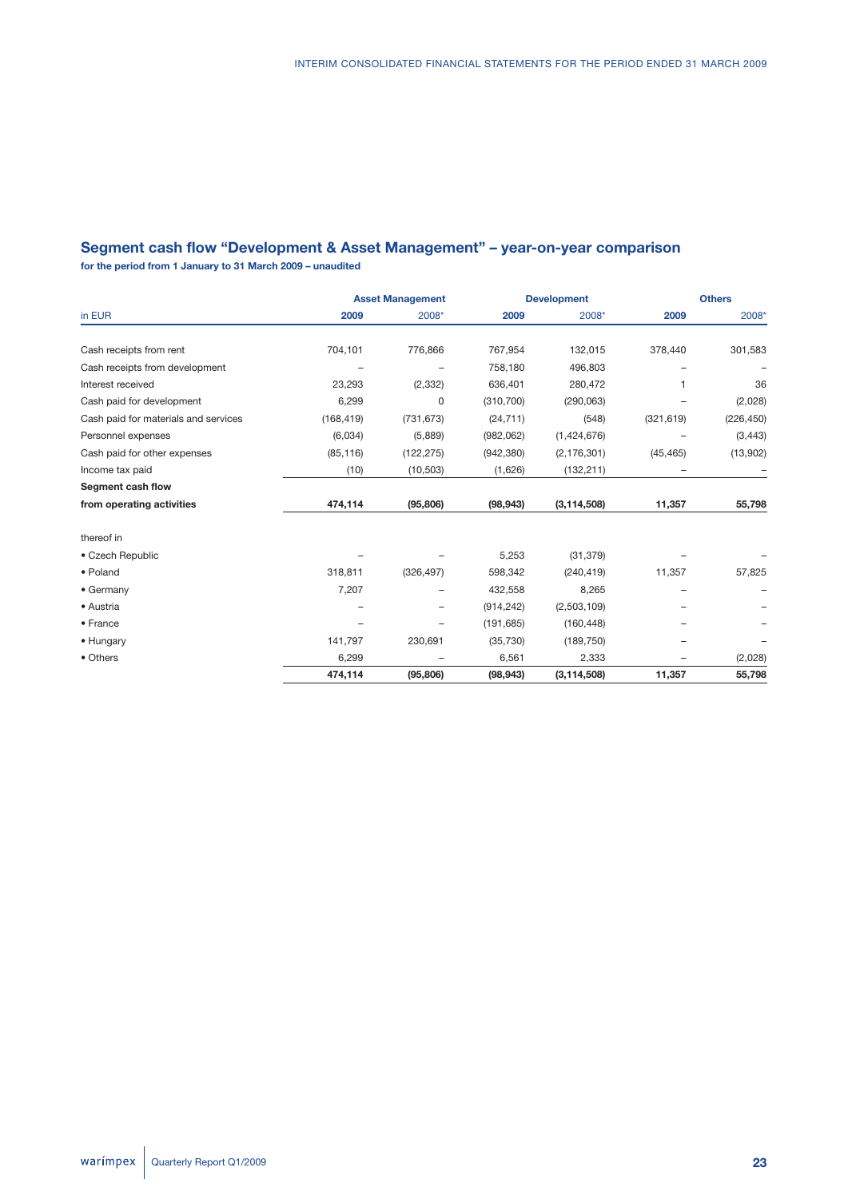## Segment cash flow “Development & Asset Management” – year-on-year comparison

**for the period from 1 January to 31 March 2009 – unaudited**

| in EUR | Asset Management | | Development | | Others | |
|---|---|---|---|---|---|---|
| | **2009** | 2008* | **2009** | 2008* | **2009** | 2008* |
| Cash receipts from rent | 704,101 | 776,866 | 767,954 | 132,015 | 378,440 | 301,583 |
| Cash receipts from development | – | – | 758,180 | 496,803 | – | – |
| Interest received | 23,293 | (2,332) | 636,401 | 280,472 | 1 | 36 |
| Cash paid for development | 6,299 | 0 | (310,700) | (290,063) | – | (2,028) |
| Cash paid for materials and services | (168,419) | (731,673) | (24,711) | (548) | (321,619) | (226,450) |
| Personnel expenses | (6,034) | (5,889) | (982,062) | (1,424,676) | – | (3,443) |
| Cash paid for other expenses | (85,116) | (122,275) | (942,380) | (2,176,301) | (45,465) | (13,902) |
| Income tax paid | (10) | (10,503) | (1,626) | (132,211) | – | – |
| **Segment cash flow from operating activities** | **474,114** | **(95,806)** | **(98,943)** | **(3,114,508)** | **11,357** | **55,798** |
| thereof in | | | | | | |
| • Czech Republic | – | – | 5,253 | (31,379) | – | – |
| • Poland | 318,811 | (326,497) | 598,342 | (240,419) | 11,357 | 57,825 |
| • Germany | 7,207 | – | 432,558 | 8,265 | – | – |
| • Austria | – | – | (914,242) | (2,503,109) | – | – |
| • France | – | – | (191,685) | (160,448) | – | – |
| • Hungary | 141,797 | 230,691 | (35,730) | (189,750) | – | – |
| • Others | 6,299 | – | 6,561 | 2,333 | – | (2,028) |
| | **474,114** | **(95,806)** | **(98,943)** | **(3,114,508)** | **11,357** | **55,798** |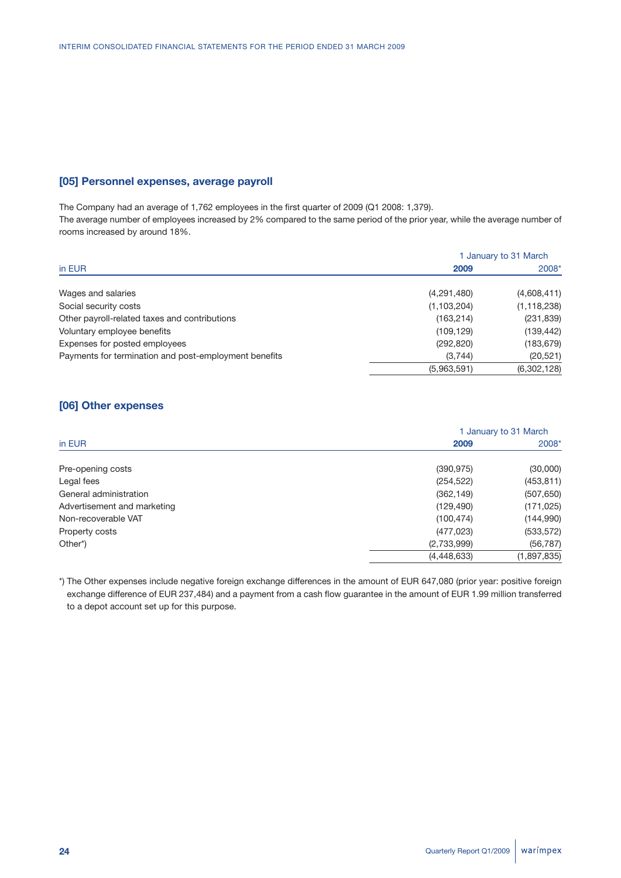## [05] Personnel expenses, average payroll

The Company had an average of 1,762 employees in the first quarter of 2009 (Q1 2008: 1,379).
The average number of employees increased by 2% compared to the same period of the prior year, while the average number of rooms increased by around 18%.

| | 1 January to 31 March | |
|---|---|---|
| in EUR | **2009** | 2008* |
| Wages and salaries | (4,291,480) | (4,608,411) |
| Social security costs | (1,103,204) | (1,118,238) |
| Other payroll-related taxes and contributions | (163,214) | (231,839) |
| Voluntary employee benefits | (109,129) | (139,442) |
| Expenses for posted employees | (292,820) | (183,679) |
| Payments for termination and post-employment benefits | (3,744) | (20,521) |
| | (5,963,591) | (6,302,128) |

## [06] Other expenses

| | 1 January to 31 March | |
|---|---|---|
| in EUR | **2009** | 2008* |
| Pre-opening costs | (390,975) | (30,000) |
| Legal fees | (254,522) | (453,811) |
| General administration | (362,149) | (507,650) |
| Advertisement and marketing | (129,490) | (171,025) |
| Non-recoverable VAT | (100,474) | (144,990) |
| Property costs | (477,023) | (533,572) |
| Other*) | (2,733,999) | (56,787) |
| | (4,448,633) | (1,897,835) |

*) The Other expenses include negative foreign exchange differences in the amount of EUR 647,080 (prior year: positive foreign exchange difference of EUR 237,484) and a payment from a cash flow guarantee in the amount of EUR 1.99 million transferred to a depot account set up for this purpose.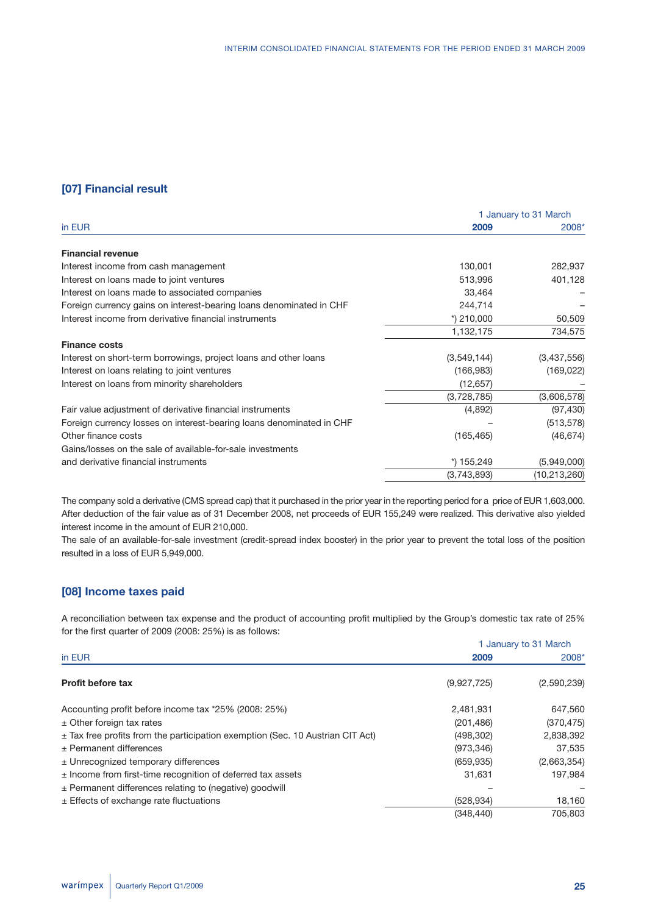## [07] Financial result

| in EUR | 1 January to 31 March 2009 | 2008* |
|---|---|---|
| **Financial revenue** | | |
| Interest income from cash management | 130,001 | 282,937 |
| Interest on loans made to joint ventures | 513,996 | 401,128 |
| Interest on loans made to associated companies | 33,464 | – |
| Foreign currency gains on interest-bearing loans denominated in CHF | 244,714 | – |
| Interest income from derivative financial instruments | *) 210,000 | 50,509 |
| | 1,132,175 | 734,575 |
| **Finance costs** | | |
| Interest on short-term borrowings, project loans and other loans | (3,549,144) | (3,437,556) |
| Interest on loans relating to joint ventures | (166,983) | (169,022) |
| Interest on loans from minority shareholders | (12,657) | – |
| | (3,728,785) | (3,606,578) |
| Fair value adjustment of derivative financial instruments | (4,892) | (97,430) |
| Foreign currency losses on interest-bearing loans denominated in CHF | – | (513,578) |
| Other finance costs | (165,465) | (46,674) |
| Gains/losses on the sale of available-for-sale investments and derivative financial instruments | *) 155,249 | (5,949,000) |
| | (3,743,893) | (10,213,260) |

The company sold a derivative (CMS spread cap) that it purchased in the prior year in the reporting period for a price of EUR 1,603,000. After deduction of the fair value as of 31 December 2008, net proceeds of EUR 155,249 were realized. This derivative also yielded interest income in the amount of EUR 210,000.
The sale of an available-for-sale investment (credit-spread index booster) in the prior year to prevent the total loss of the position resulted in a loss of EUR 5,949,000.

## [08] Income taxes paid

A reconciliation between tax expense and the product of accounting profit multiplied by the Group's domestic tax rate of 25% for the first quarter of 2009 (2008: 25%) is as follows:

| in EUR | 1 January to 31 March 2009 | 2008* |
|---|---|---|
| **Profit before tax** | (9,927,725) | (2,590,239) |
| Accounting profit before income tax *25% (2008: 25%) | 2,481,931 | 647,560 |
| ± Other foreign tax rates | (201,486) | (370,475) |
| ± Tax free profits from the participation exemption (Sec. 10 Austrian CIT Act) | (498,302) | 2,838,392 |
| ± Permanent differences | (973,346) | 37,535 |
| ± Unrecognized temporary differences | (659,935) | (2,663,354) |
| ± Income from first-time recognition of deferred tax assets | 31,631 | 197,984 |
| ± Permanent differences relating to (negative) goodwill | – | – |
| ± Effects of exchange rate fluctuations | (528,934) | 18,160 |
| | (348,440) | 705,803 |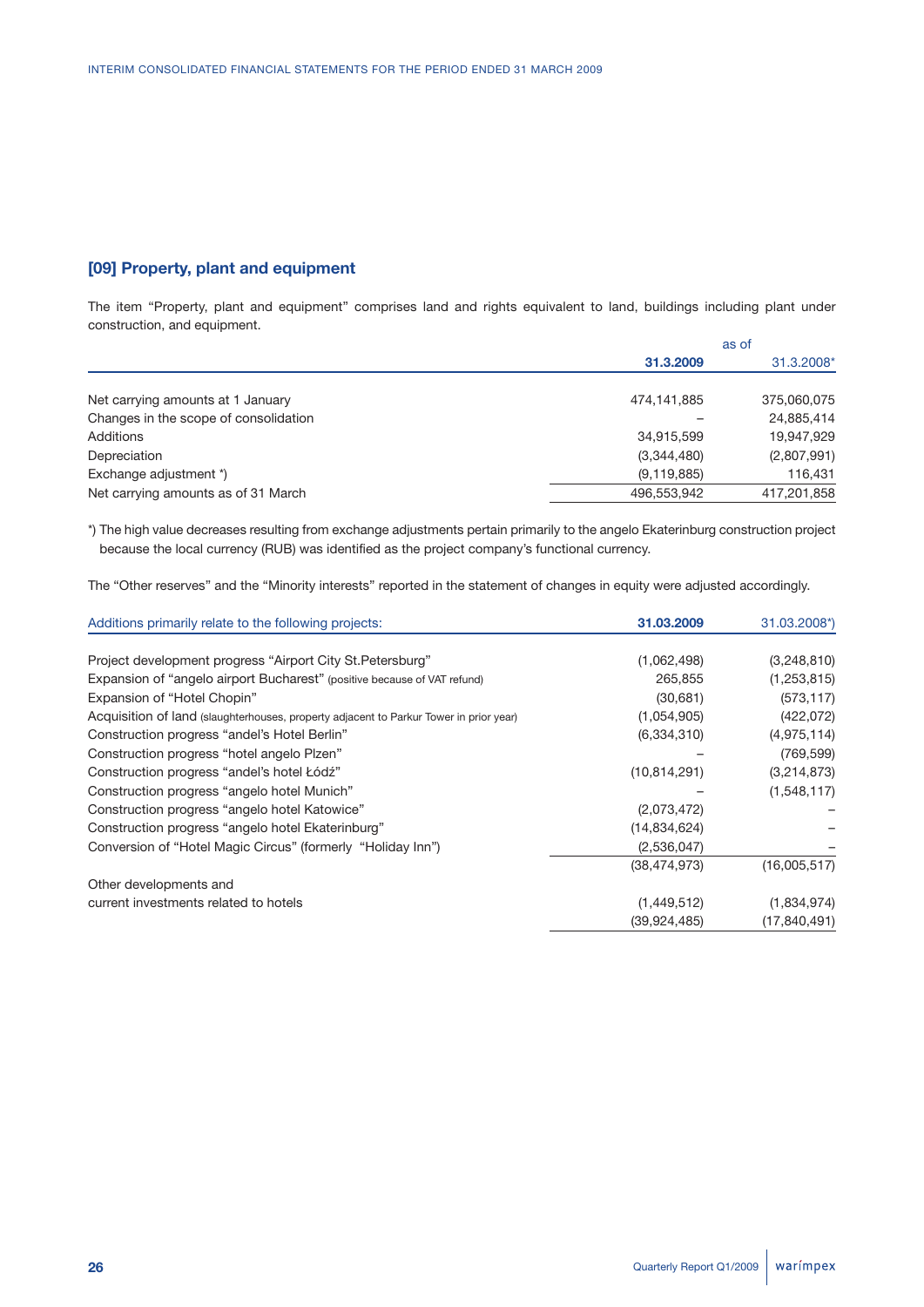## [09] Property, plant and equipment

The item "Property, plant and equipment" comprises land and rights equivalent to land, buildings including plant under construction, and equipment.

| | as of | |
|---|---|---|
| | **31.3.2009** | 31.3.2008* |
| Net carrying amounts at 1 January | 474,141,885 | 375,060,075 |
| Changes in the scope of consolidation | – | 24,885,414 |
| Additions | 34,915,599 | 19,947,929 |
| Depreciation | (3,344,480) | (2,807,991) |
| Exchange adjustment *) | (9,119,885) | 116,431 |
| Net carrying amounts as of 31 March | 496,553,942 | 417,201,858 |

*) The high value decreases resulting from exchange adjustments pertain primarily to the angelo Ekaterinburg construction project because the local currency (RUB) was identified as the project company's functional currency.

The "Other reserves" and the "Minority interests" reported in the statement of changes in equity were adjusted accordingly.

| Additions primarily relate to the following projects: | **31.03.2009** | 31.03.2008*) |
|---|---|---|
| Project development progress "Airport City St.Petersburg" | (1,062,498) | (3,248,810) |
| Expansion of "angelo airport Bucharest" (positive because of VAT refund) | 265,855 | (1,253,815) |
| Expansion of "Hotel Chopin" | (30,681) | (573,117) |
| Acquisition of land (slaughterhouses, property adjacent to Parkur Tower in prior year) | (1,054,905) | (422,072) |
| Construction progress "andel's Hotel Berlin" | (6,334,310) | (4,975,114) |
| Construction progress "hotel angelo Plzen" | – | (769,599) |
| Construction progress "andel's hotel Łódź" | (10,814,291) | (3,214,873) |
| Construction progress "angelo hotel Munich" | – | (1,548,117) |
| Construction progress "angelo hotel Katowice" | (2,073,472) | – |
| Construction progress "angelo hotel Ekaterinburg" | (14,834,624) | – |
| Conversion of "Hotel Magic Circus" (formerly "Holiday Inn") | (2,536,047) | – |
| | (38,474,973) | (16,005,517) |
| Other developments and current investments related to hotels | (1,449,512) | (1,834,974) |
| | (39,924,485) | (17,840,491) |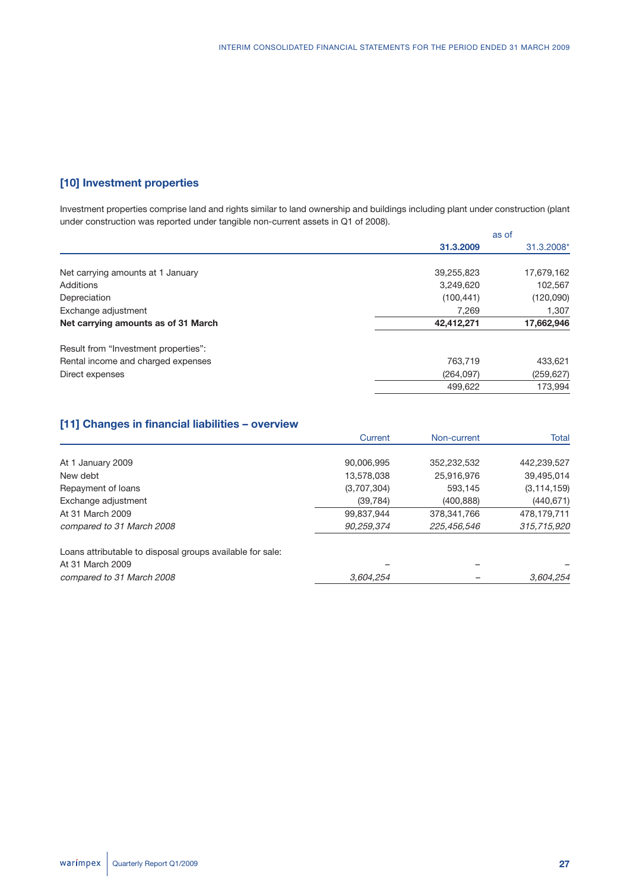## [10] Investment properties

Investment properties comprise land and rights similar to land ownership and buildings including plant under construction (plant under construction was reported under tangible non-current assets in Q1 of 2008).

| | as of | |
|---|---|---|
| | **31.3.2009** | 31.3.2008* |
| Net carrying amounts at 1 January | 39,255,823 | 17,679,162 |
| Additions | 3,249,620 | 102,567 |
| Depreciation | (100,441) | (120,090) |
| Exchange adjustment | 7,269 | 1,307 |
| **Net carrying amounts as of 31 March** | **42,412,271** | **17,662,946** |
| | | |
| Result from "Investment properties": | | |
| Rental income and charged expenses | 763,719 | 433,621 |
| Direct expenses | (264,097) | (259,627) |
| | 499,622 | 173,994 |

## [11] Changes in financial liabilities – overview

| | Current | Non-current | Total |
|---|---|---|---|
| At 1 January 2009 | 90,006,995 | 352,232,532 | 442,239,527 |
| New debt | 13,578,038 | 25,916,976 | 39,495,014 |
| Repayment of loans | (3,707,304) | 593,145 | (3,114,159) |
| Exchange adjustment | (39,784) | (400,888) | (440,671) |
| At 31 March 2009 | 99,837,944 | 378,341,766 | 478,179,711 |
| *compared to 31 March 2008* | *90,259,374* | *225,456,546* | *315,715,920* |
| | | | |
| Loans attributable to disposal groups available for sale: | | | |
| At 31 March 2009 | – | – | – |
| *compared to 31 March 2008* | *3,604,254* | – | *3,604,254* |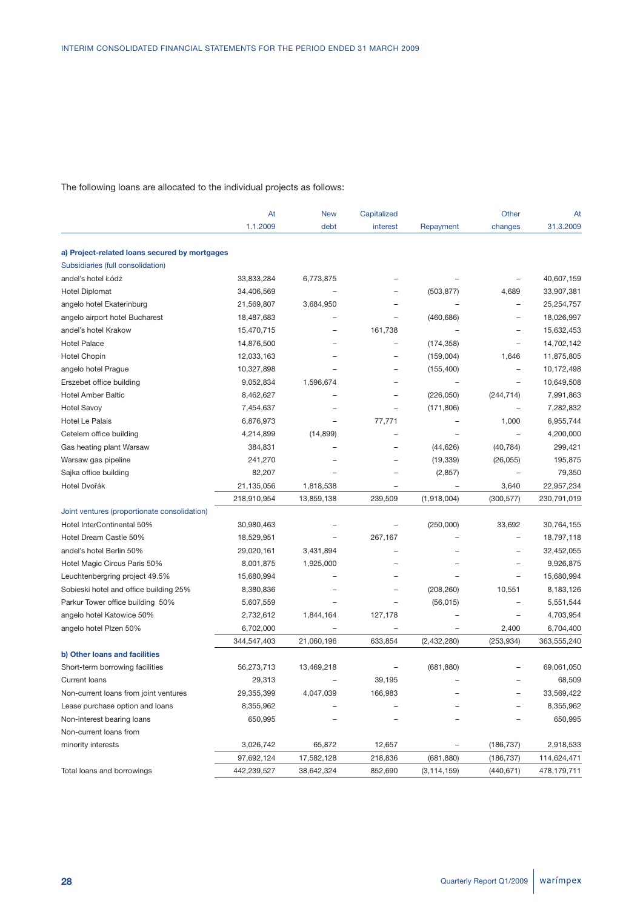The following loans are allocated to the individual projects as follows:

| | At 1.1.2009 | New debt | Capitalized interest | Repayment | Other changes | At 31.3.2009 |
|---|---|---|---|---|---|---|
| **a) Project-related loans secured by mortgages** | | | | | | |
| Subsidiaries (full consolidation) | | | | | | |
| andel's hotel Łódź | 33,833,284 | 6,773,875 | – | – | – | 40,607,159 |
| Hotel Diplomat | 34,406,569 | – | – | (503,877) | 4,689 | 33,907,381 |
| angelo hotel Ekaterinburg | 21,569,807 | 3,684,950 | – | – | – | 25,254,757 |
| angelo airport hotel Bucharest | 18,487,683 | – | – | (460,686) | – | 18,026,997 |
| andel's hotel Krakow | 15,470,715 | – | 161,738 | – | – | 15,632,453 |
| Hotel Palace | 14,876,500 | – | – | (174,358) | – | 14,702,142 |
| Hotel Chopin | 12,033,163 | – | – | (159,004) | 1,646 | 11,875,805 |
| angelo hotel Prague | 10,327,898 | – | – | (155,400) | – | 10,172,498 |
| Erszebet office building | 9,052,834 | 1,596,674 | – | – | – | 10,649,508 |
| Hotel Amber Baltic | 8,462,627 | – | – | (226,050) | (244,714) | 7,991,863 |
| Hotel Savoy | 7,454,637 | – | – | (171,806) | – | 7,282,832 |
| Hotel Le Palais | 6,876,973 | – | 77,771 | – | 1,000 | 6,955,744 |
| Cetelem office building | 4,214,899 | (14,899) | – | – | – | 4,200,000 |
| Gas heating plant Warsaw | 384,831 | – | – | (44,626) | (40,784) | 299,421 |
| Warsaw gas pipeline | 241,270 | – | – | (19,339) | (26,055) | 195,875 |
| Sajka office building | 82,207 | – | – | (2,857) | – | 79,350 |
| Hotel Dvořák | 21,135,056 | 1,818,538 | – | – | 3,640 | 22,957,234 |
| | 218,910,954 | 13,859,138 | 239,509 | (1,918,004) | (300,577) | 230,791,019 |
| Joint ventures (proportionate consolidation) | | | | | | |
| Hotel InterContinental 50% | 30,980,463 | – | – | (250,000) | 33,692 | 30,764,155 |
| Hotel Dream Castle 50% | 18,529,951 | – | 267,167 | – | – | 18,797,118 |
| andel's hotel Berlin 50% | 29,020,161 | 3,431,894 | – | – | – | 32,452,055 |
| Hotel Magic Circus Paris 50% | 8,001,875 | 1,925,000 | – | – | – | 9,926,875 |
| Leuchtenbergring project 49.5% | 15,680,994 | – | – | – | – | 15,680,994 |
| Sobieski hotel and office building 25% | 8,380,836 | – | – | (208,260) | 10,551 | 8,183,126 |
| Parkur Tower office building 50% | 5,607,559 | – | – | (56,015) | – | 5,551,544 |
| angelo hotel Katowice 50% | 2,732,612 | 1,844,164 | 127,178 | – | – | 4,703,954 |
| angelo hotel Plzen 50% | 6,702,000 | – | – | – | 2,400 | 6,704,400 |
| | 344,547,403 | 21,060,196 | 633,854 | (2,432,280) | (253,934) | 363,555,240 |
| **b) Other loans and facilities** | | | | | | |
| Short-term borrowing facilities | 56,273,713 | 13,469,218 | – | (681,880) | – | 69,061,050 |
| Current loans | 29,313 | – | 39,195 | – | – | 68,509 |
| Non-current loans from joint ventures | 29,355,399 | 4,047,039 | 166,983 | – | – | 33,569,422 |
| Lease purchase option and loans | 8,355,962 | – | – | – | – | 8,355,962 |
| Non-interest bearing loans | 650,995 | – | – | – | – | 650,995 |
| Non-current loans from minority interests | 3,026,742 | 65,872 | 12,657 | – | (186,737) | 2,918,533 |
| | 97,692,124 | 17,582,128 | 218,836 | (681,880) | (186,737) | 114,624,471 |
| Total loans and borrowings | 442,239,527 | 38,642,324 | 852,690 | (3,114,159) | (440,671) | 478,179,711 |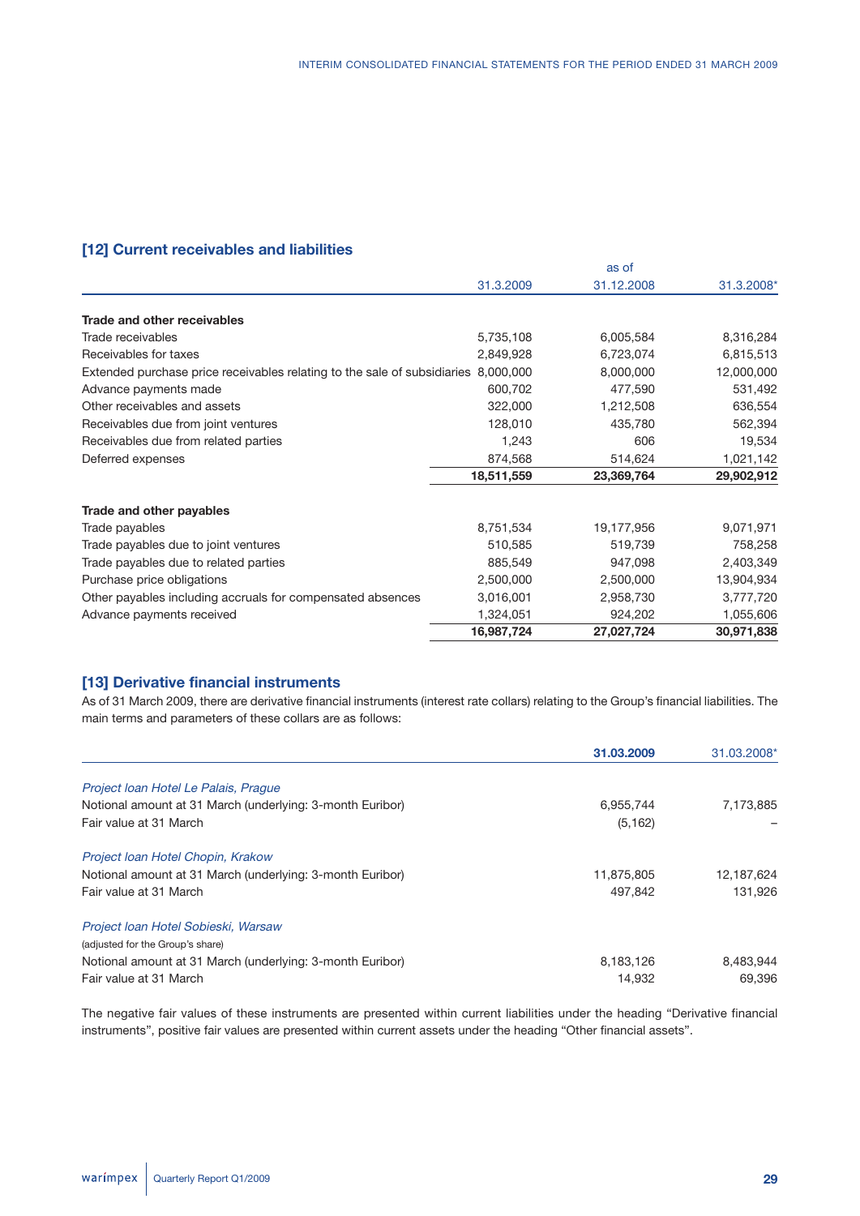## [12] Current receivables and liabilities

| | as of | | |
|---|---|---|---|
| | 31.3.2009 | 31.12.2008 | 31.3.2008* |
| **Trade and other receivables** | | | |
| Trade receivables | 5,735,108 | 6,005,584 | 8,316,284 |
| Receivables for taxes | 2,849,928 | 6,723,074 | 6,815,513 |
| Extended purchase price receivables relating to the sale of subsidiaries | 8,000,000 | 8,000,000 | 12,000,000 |
| Advance payments made | 600,702 | 477,590 | 531,492 |
| Other receivables and assets | 322,000 | 1,212,508 | 636,554 |
| Receivables due from joint ventures | 128,010 | 435,780 | 562,394 |
| Receivables due from related parties | 1,243 | 606 | 19,534 |
| Deferred expenses | 874,568 | 514,624 | 1,021,142 |
| | **18,511,559** | **23,369,764** | **29,902,912** |
| **Trade and other payables** | | | |
| Trade payables | 8,751,534 | 19,177,956 | 9,071,971 |
| Trade payables due to joint ventures | 510,585 | 519,739 | 758,258 |
| Trade payables due to related parties | 885,549 | 947,098 | 2,403,349 |
| Purchase price obligations | 2,500,000 | 2,500,000 | 13,904,934 |
| Other payables including accruals for compensated absences | 3,016,001 | 2,958,730 | 3,777,720 |
| Advance payments received | 1,324,051 | 924,202 | 1,055,606 |
| | **16,987,724** | **27,027,724** | **30,971,838** |

## [13] Derivative financial instruments

As of 31 March 2009, there are derivative financial instruments (interest rate collars) relating to the Group's financial liabilities. The main terms and parameters of these collars are as follows:

| | **31.03.2009** | 31.03.2008* |
|---|---|---|
| *Project loan Hotel Le Palais, Prague* | | |
| Notional amount at 31 March (underlying: 3-month Euribor) | 6,955,744 | 7,173,885 |
| Fair value at 31 March | (5,162) | – |
| *Project loan Hotel Chopin, Krakow* | | |
| Notional amount at 31 March (underlying: 3-month Euribor) | 11,875,805 | 12,187,624 |
| Fair value at 31 March | 497,842 | 131,926 |
| *Project loan Hotel Sobieski, Warsaw* (adjusted for the Group's share) | | |
| Notional amount at 31 March (underlying: 3-month Euribor) | 8,183,126 | 8,483,944 |
| Fair value at 31 March | 14,932 | 69,396 |

The negative fair values of these instruments are presented within current liabilities under the heading "Derivative financial instruments", positive fair values are presented within current assets under the heading "Other financial assets".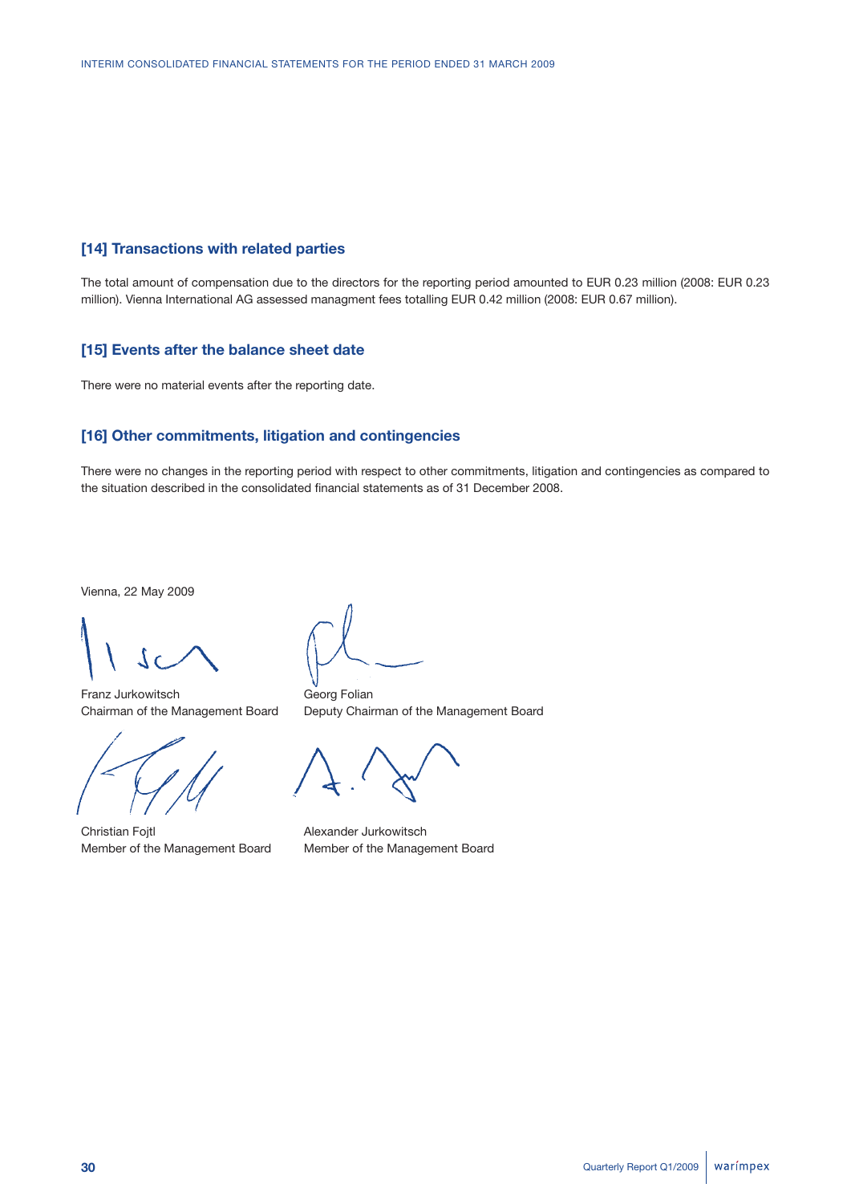## [14] Transactions with related parties

The total amount of compensation due to the directors for the reporting period amounted to EUR 0.23 million (2008: EUR 0.23 million). Vienna International AG assessed managment fees totalling EUR 0.42 million (2008: EUR 0.67 million).

## [15] Events after the balance sheet date

There were no material events after the reporting date.

## [16] Other commitments, litigation and contingencies

There were no changes in the reporting period with respect to other commitments, litigation and contingencies as compared to the situation described in the consolidated financial statements as of 31 December 2008.

Vienna, 22 May 2009

Franz Jurkowitsch
Chairman of the Management Board

Georg Folian
Deputy Chairman of the Management Board

Christian Fojtl
Member of the Management Board

Alexander Jurkowitsch
Member of the Management Board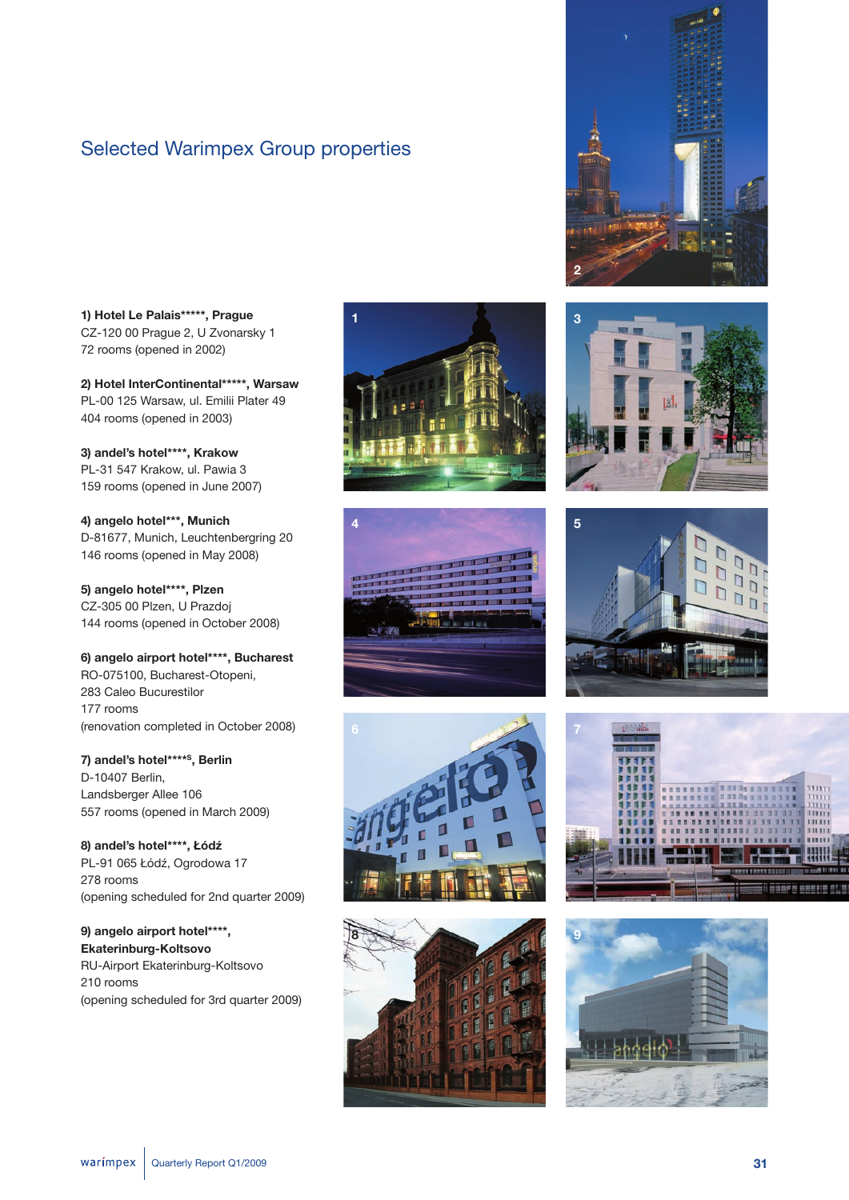# Selected Warimpex Group properties

**1) Hotel Le Palais\*\*\*\*\*, Prague**
CZ-120 00 Prague 2, U Zvonarsky 1
72 rooms (opened in 2002)

**2) Hotel InterContinental\*\*\*\*\*, Warsaw**
PL-00 125 Warsaw, ul. Emilii Plater 49
404 rooms (opened in 2003)

**3) andel's hotel\*\*\*\*, Krakow**
PL-31 547 Krakow, ul. Pawia 3
159 rooms (opened in June 2007)

**4) angelo hotel\*\*\*, Munich**
D-81677, Munich, Leuchtenbergring 20
146 rooms (opened in May 2008)

**5) angelo hotel\*\*\*\*, Plzen**
CZ-305 00 Plzen, U Prazdoj
144 rooms (opened in October 2008)

**6) angelo airport hotel\*\*\*\*, Bucharest**
RO-075100, Bucharest-Otopeni,
283 Caleo Bucurestilor
177 rooms
(renovation completed in October 2008)

**7) andel's hotel\*\*\*\*S, Berlin**
D-10407 Berlin,
Landsberger Allee 106
557 rooms (opened in March 2009)

**8) andel's hotel\*\*\*\*, Łódź**
PL-91 065 Łódź, Ogrodowa 17
278 rooms
(opening scheduled for 2nd quarter 2009)

**9) angelo airport hotel\*\*\*\*, Ekaterinburg-Koltsovo**
RU-Airport Ekaterinburg-Koltsovo
210 rooms
(opening scheduled for 3rd quarter 2009)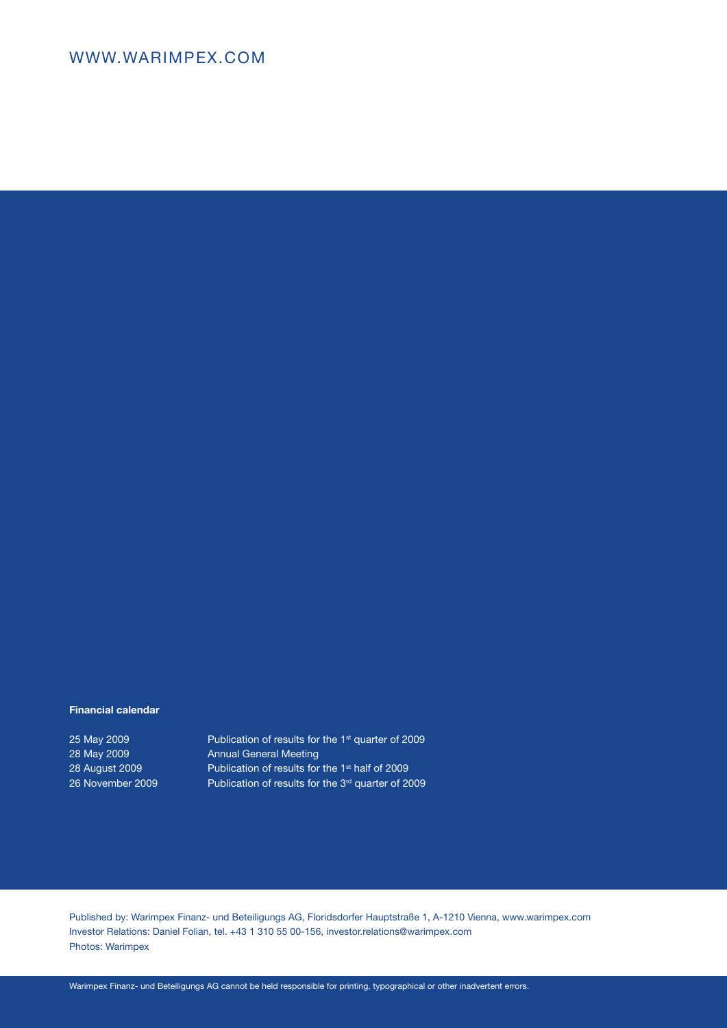WWW.WARIMPEX.COM

**Financial calendar**

| | |
|---|---|
| 25 May 2009 | Publication of results for the 1st quarter of 2009 |
| 28 May 2009 | Annual General Meeting |
| 28 August 2009 | Publication of results for the 1st half of 2009 |
| 26 November 2009 | Publication of results for the 3rd quarter of 2009 |

Published by: Warimpex Finanz- und Beteiligungs AG, Floridsdorfer Hauptstraße 1, A-1210 Vienna, www.warimpex.com
Investor Relations: Daniel Folian, tel. +43 1 310 55 00-156, investor.relations@warimpex.com
Photos: Warimpex

Warimpex Finanz- und Beteiligungs AG cannot be held responsible for printing, typographical or other inadvertent errors.